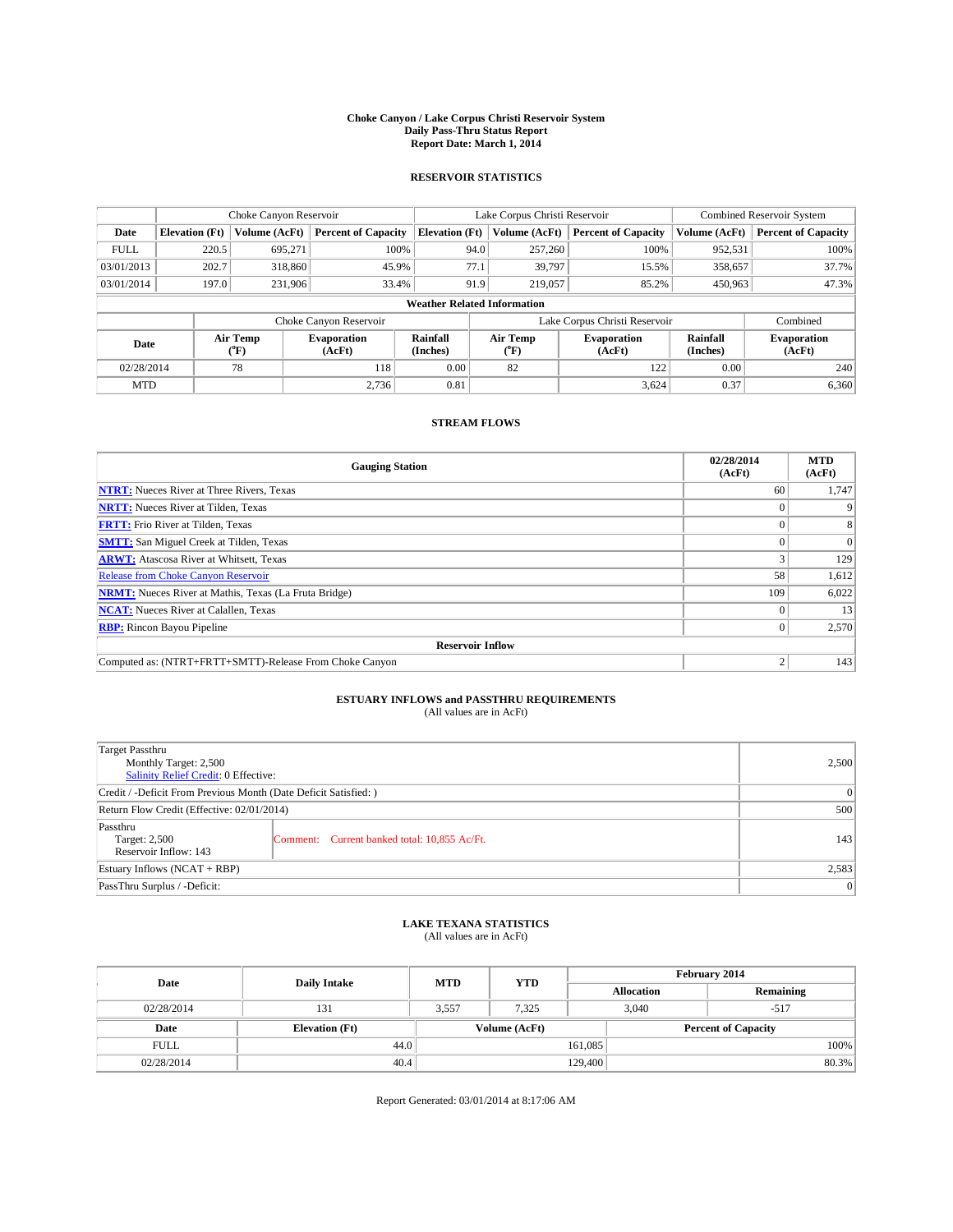# Choke Canyon / Lake Corpus Christi Reservoir System
## Daily Pass-Thru Status Report
### Report Date: March 1, 2014

## RESERVOIR STATISTICS

| | Choke Canyon Reservoir | | | Lake Corpus Christi Reservoir | | | Combined Reservoir System | |
|---|---|---|---|---|---|---|---|---|
| Date | Elevation (Ft) | Volume (AcFt) | Percent of Capacity | Elevation (Ft) | Volume (AcFt) | Percent of Capacity | Volume (AcFt) | Percent of Capacity |
| FULL | 220.5 | 695,271 | 100% | 94.0 | 257,260 | 100% | 952,531 | 100% |
| 03/01/2013 | 202.7 | 318,860 | 45.9% | 77.1 | 39,797 | 15.5% | 358,657 | 37.7% |
| 03/01/2014 | 197.0 | 231,906 | 33.4% | 91.9 | 219,057 | 85.2% | 450,963 | 47.3% |

**Weather Related Information**

| | Choke Canyon Reservoir | | | Lake Corpus Christi Reservoir | | | Combined |
|---|---|---|---|---|---|---|---|
| Date | Air Temp (°F) | Evaporation (AcFt) | Rainfall (Inches) | Air Temp (°F) | Evaporation (AcFt) | Rainfall (Inches) | Evaporation (AcFt) |
| 02/28/2014 | 78 | 118 | 0.00 | 82 | 122 | 0.00 | 240 |
| MTD | | 2,736 | 0.81 | | 3,624 | 0.37 | 6,360 |

## STREAM FLOWS

| Gauging Station | 02/28/2014 (AcFt) | MTD (AcFt) |
|---|---|---|
| NTRT: Nueces River at Three Rivers, Texas | 60 | 1,747 |
| NRTT: Nueces River at Tilden, Texas | 0 | 9 |
| FRTT: Frio River at Tilden, Texas | 0 | 8 |
| SMTT: San Miguel Creek at Tilden, Texas | 0 | 0 |
| ARWT: Atascosa River at Whitsett, Texas | 3 | 129 |
| Release from Choke Canyon Reservoir | 58 | 1,612 |
| NRMT: Nueces River at Mathis, Texas (La Fruta Bridge) | 109 | 6,022 |
| NCAT: Nueces River at Calallen, Texas | 0 | 13 |
| RBP: Rincon Bayou Pipeline | 0 | 2,570 |
| **Reservoir Inflow** | | |
| Computed as: (NTRT+FRTT+SMTT)-Release From Choke Canyon | 2 | 143 |

## ESTUARY INFLOWS and PASSTHRU REQUIREMENTS
(All values are in AcFt)

| | | |
|---|---|---|
| Target Passthru<br>Monthly Target: 2,500<br>Salinity Relief Credit: 0 Effective: | | 2,500 |
| Credit / -Deficit From Previous Month (Date Deficit Satisfied: ) | | 0 |
| Return Flow Credit (Effective: 02/01/2014) | | 500 |
| Passthru<br>Target: 2,500<br>Reservoir Inflow: 143 | Comment: Current banked total: 10,855 Ac/Ft. | 143 |
| Estuary Inflows (NCAT + RBP) | | 2,583 |
| PassThru Surplus / -Deficit: | | 0 |

## LAKE TEXANA STATISTICS
(All values are in AcFt)

| Date | Daily Intake | MTD | YTD | February 2014 Allocation | February 2014 Remaining |
|---|---|---|---|---|---|
| 02/28/2014 | 131 | 3,557 | 7,325 | 3,040 | -517 |

| Date | Elevation (Ft) | Volume (AcFt) | Percent of Capacity |
|---|---|---|---|
| FULL | 44.0 | 161,085 | 100% |
| 02/28/2014 | 40.4 | 129,400 | 80.3% |

Report Generated: 03/01/2014 at 8:17:06 AM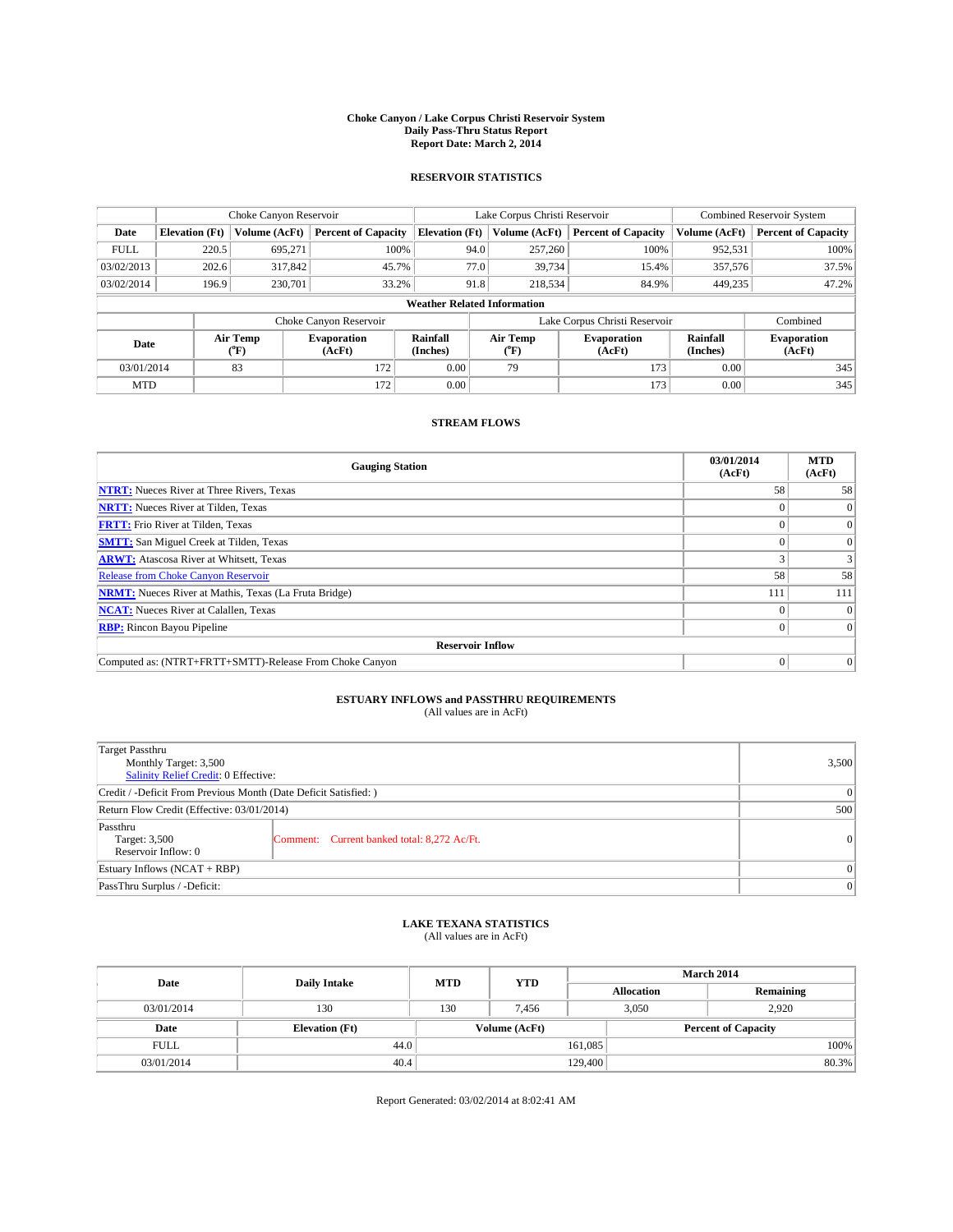# Choke Canyon / Lake Corpus Christi Reservoir System
## Daily Pass-Thru Status Report
### Report Date: March 2, 2014

## RESERVOIR STATISTICS

| | Choke Canyon Reservoir | | | Lake Corpus Christi Reservoir | | | Combined Reservoir System | |
|---|---|---|---|---|---|---|---|---|
| Date | Elevation (Ft) | Volume (AcFt) | Percent of Capacity | Elevation (Ft) | Volume (AcFt) | Percent of Capacity | Volume (AcFt) | Percent of Capacity |
| FULL | 220.5 | 695,271 | 100% | 94.0 | 257,260 | 100% | 952,531 | 100% |
| 03/02/2013 | 202.6 | 317,842 | 45.7% | 77.0 | 39,734 | 15.4% | 357,576 | 37.5% |
| 03/02/2014 | 196.9 | 230,701 | 33.2% | 91.8 | 218,534 | 84.9% | 449,235 | 47.2% |

**Weather Related Information**

| | Choke Canyon Reservoir | | | Lake Corpus Christi Reservoir | | | Combined |
|---|---|---|---|---|---|---|---|
| Date | Air Temp (°F) | Evaporation (AcFt) | Rainfall (Inches) | Air Temp (°F) | Evaporation (AcFt) | Rainfall (Inches) | Evaporation (AcFt) |
| 03/01/2014 | 83 | 172 | 0.00 | 79 | 173 | 0.00 | 345 |
| MTD | | 172 | 0.00 | | 173 | 0.00 | 345 |

## STREAM FLOWS

| Gauging Station | 03/01/2014 (AcFt) | MTD (AcFt) |
|---|---|---|
| NTRT: Nueces River at Three Rivers, Texas | 58 | 58 |
| NRTT: Nueces River at Tilden, Texas | 0 | 0 |
| FRTT: Frio River at Tilden, Texas | 0 | 0 |
| SMTT: San Miguel Creek at Tilden, Texas | 0 | 0 |
| ARWT: Atascosa River at Whitsett, Texas | 3 | 3 |
| Release from Choke Canyon Reservoir | 58 | 58 |
| NRMT: Nueces River at Mathis, Texas (La Fruta Bridge) | 111 | 111 |
| NCAT: Nueces River at Calallen, Texas | 0 | 0 |
| RBP: Rincon Bayou Pipeline | 0 | 0 |
| **Reservoir Inflow** | | |
| Computed as: (NTRT+FRTT+SMTT)-Release From Choke Canyon | 0 | 0 |

## ESTUARY INFLOWS and PASSTHRU REQUIREMENTS
(All values are in AcFt)

| | |
|---|---|
| Target Passthru<br>Monthly Target: 3,500<br>Salinity Relief Credit: 0 Effective: | 3,500 |
| Credit / -Deficit From Previous Month (Date Deficit Satisfied: ) | 0 |
| Return Flow Credit (Effective: 03/01/2014) | 500 |
| Passthru<br>Target: 3,500<br>Reservoir Inflow: 0 — Comment: Current banked total: 8,272 Ac/Ft. | 0 |
| Estuary Inflows (NCAT + RBP) | 0 |
| PassThru Surplus / -Deficit: | 0 |

## LAKE TEXANA STATISTICS
(All values are in AcFt)

| Date | Daily Intake | MTD | YTD | March 2014 Allocation | March 2014 Remaining |
|---|---|---|---|---|---|
| 03/01/2014 | 130 | 130 | 7,456 | 3,050 | 2,920 |

| Date | Elevation (Ft) | Volume (AcFt) | Percent of Capacity |
|---|---|---|---|
| FULL | 44.0 | 161,085 | 100% |
| 03/01/2014 | 40.4 | 129,400 | 80.3% |

Report Generated: 03/02/2014 at 8:02:41 AM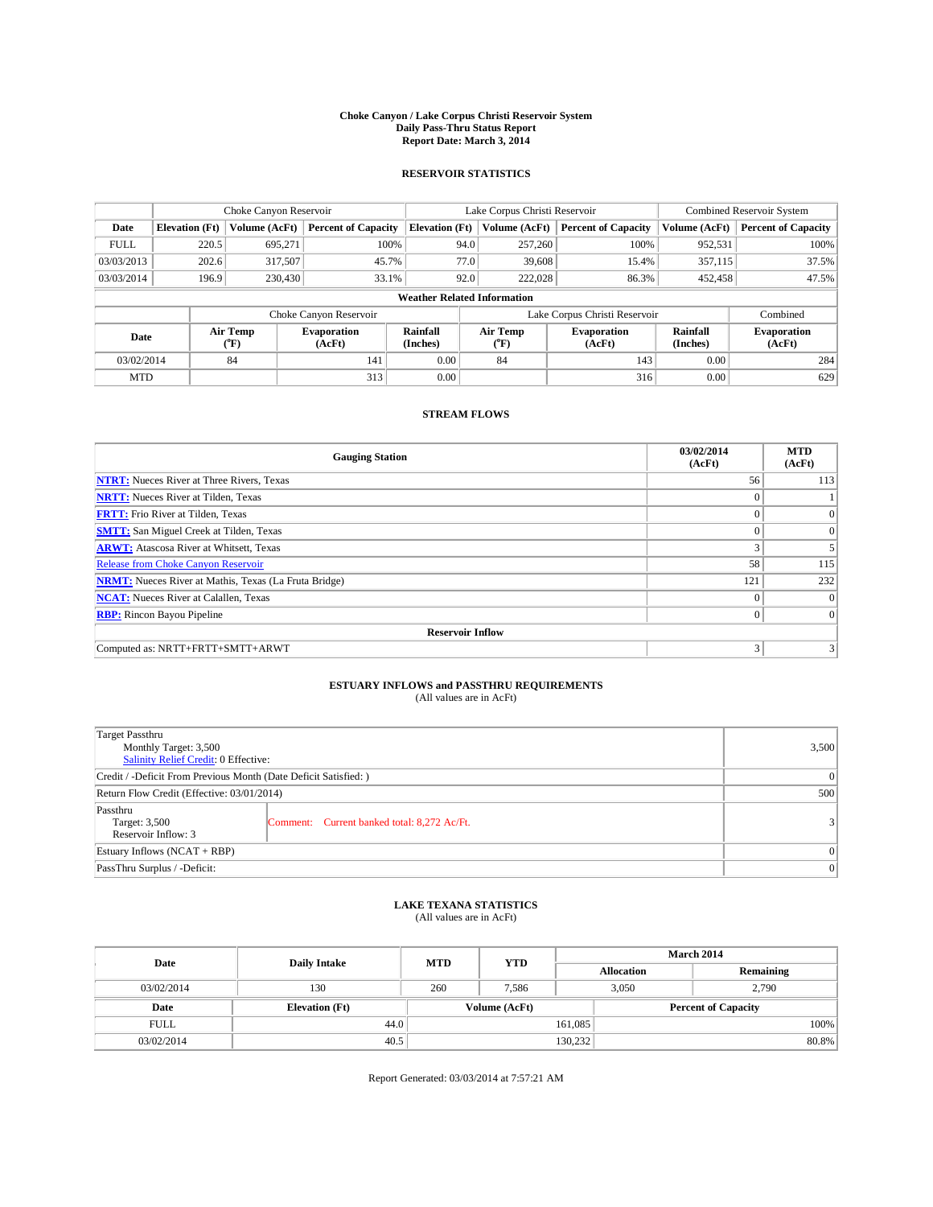**Choke Canyon / Lake Corpus Christi Reservoir System**
**Daily Pass-Thru Status Report**
**Report Date: March 3, 2014**

## RESERVOIR STATISTICS

| | Choke Canyon Reservoir | | | Lake Corpus Christi Reservoir | | | Combined Reservoir System | |
|---|---|---|---|---|---|---|---|---|
| Date | Elevation (Ft) | Volume (AcFt) | Percent of Capacity | Elevation (Ft) | Volume (AcFt) | Percent of Capacity | Volume (AcFt) | Percent of Capacity |
| FULL | 220.5 | 695,271 | 100% | 94.0 | 257,260 | 100% | 952,531 | 100% |
| 03/03/2013 | 202.6 | 317,507 | 45.7% | 77.0 | 39,608 | 15.4% | 357,115 | 37.5% |
| 03/03/2014 | 196.9 | 230,430 | 33.1% | 92.0 | 222,028 | 86.3% | 452,458 | 47.5% |

**Weather Related Information**

| | Choke Canyon Reservoir | | | Lake Corpus Christi Reservoir | | | Combined |
|---|---|---|---|---|---|---|---|
| Date | Air Temp (°F) | Evaporation (AcFt) | Rainfall (Inches) | Air Temp (°F) | Evaporation (AcFt) | Rainfall (Inches) | Evaporation (AcFt) |
| 03/02/2014 | 84 | 141 | 0.00 | 84 | 143 | 0.00 | 284 |
| MTD | | 313 | 0.00 | | 316 | 0.00 | 629 |

## STREAM FLOWS

| Gauging Station | 03/02/2014 (AcFt) | MTD (AcFt) |
|---|---|---|
| NTRT: Nueces River at Three Rivers, Texas | 56 | 113 |
| NRTT: Nueces River at Tilden, Texas | 0 | 1 |
| FRTT: Frio River at Tilden, Texas | 0 | 0 |
| SMTT: San Miguel Creek at Tilden, Texas | 0 | 0 |
| ARWT: Atascosa River at Whitsett, Texas | 3 | 5 |
| Release from Choke Canyon Reservoir | 58 | 115 |
| NRMT: Nueces River at Mathis, Texas (La Fruta Bridge) | 121 | 232 |
| NCAT: Nueces River at Calallen, Texas | 0 | 0 |
| RBP: Rincon Bayou Pipeline | 0 | 0 |
| **Reservoir Inflow** | | |
| Computed as: NRTT+FRTT+SMTT+ARWT | 3 | 3 |

## ESTUARY INFLOWS and PASSTHRU REQUIREMENTS

(All values are in AcFt)

| | | |
|---|---|---|
| Target Passthru<br>Monthly Target: 3,500<br>Salinity Relief Credit: 0 Effective: | | 3,500 |
| Credit / -Deficit From Previous Month (Date Deficit Satisfied: ) | | 0 |
| Return Flow Credit (Effective: 03/01/2014) | | 500 |
| Passthru<br>Target: 3,500<br>Reservoir Inflow: 3 | Comment: Current banked total: 8,272 Ac/Ft. | 3 |
| Estuary Inflows (NCAT + RBP) | | 0 |
| PassThru Surplus / -Deficit: | | 0 |

## LAKE TEXANA STATISTICS

(All values are in AcFt)

| Date | Daily Intake | MTD | YTD | March 2014 Allocation | March 2014 Remaining |
|---|---|---|---|---|---|
| 03/02/2014 | 130 | 260 | 7,586 | 3,050 | 2,790 |

| Date | Elevation (Ft) | Volume (AcFt) | Percent of Capacity |
|---|---|---|---|
| FULL | 44.0 | 161,085 | 100% |
| 03/02/2014 | 40.5 | 130,232 | 80.8% |

Report Generated: 03/03/2014 at 7:57:21 AM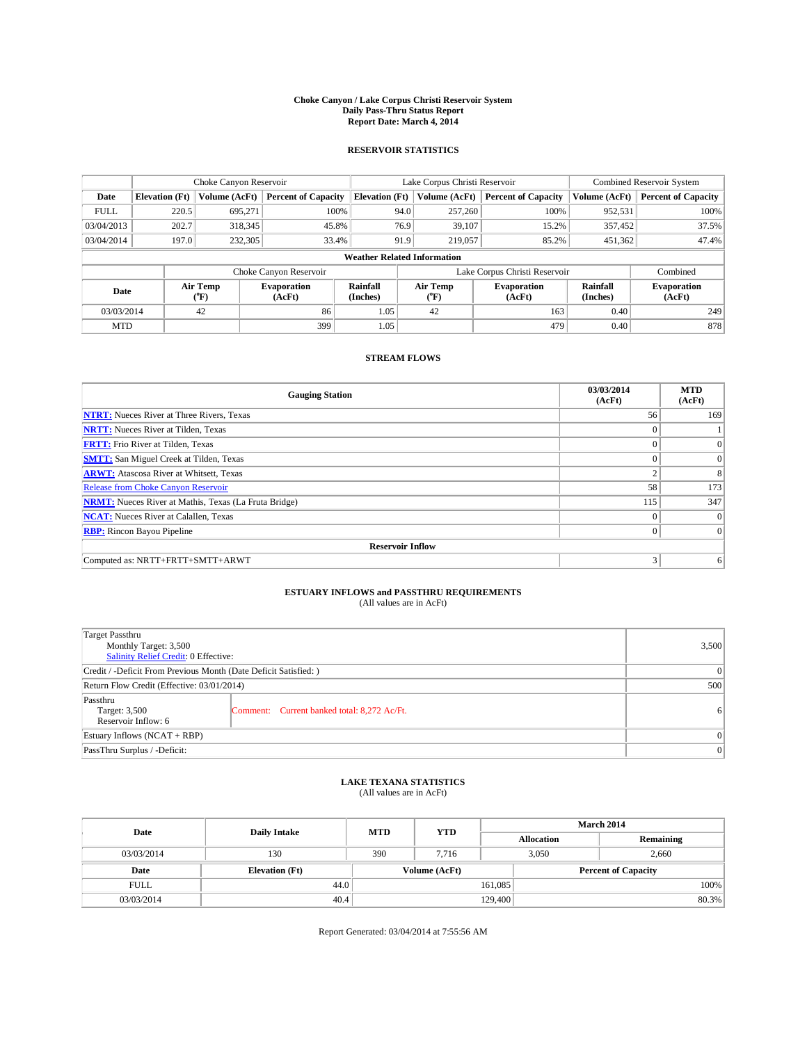# Choke Canyon / Lake Corpus Christi Reservoir System
## Daily Pass-Thru Status Report
## Report Date: March 4, 2014

### RESERVOIR STATISTICS

| | Choke Canyon Reservoir | | | Lake Corpus Christi Reservoir | | | Combined Reservoir System | |
|---|---|---|---|---|---|---|---|---|
| Date | Elevation (Ft) | Volume (AcFt) | Percent of Capacity | Elevation (Ft) | Volume (AcFt) | Percent of Capacity | Volume (AcFt) | Percent of Capacity |
| FULL | 220.5 | 695,271 | 100% | 94.0 | 257,260 | 100% | 952,531 | 100% |
| 03/04/2013 | 202.7 | 318,345 | 45.8% | 76.9 | 39,107 | 15.2% | 357,452 | 37.5% |
| 03/04/2014 | 197.0 | 232,305 | 33.4% | 91.9 | 219,057 | 85.2% | 451,362 | 47.4% |

**Weather Related Information**

| | Choke Canyon Reservoir | | | Lake Corpus Christi Reservoir | | | Combined |
|---|---|---|---|---|---|---|---|
| Date | Air Temp (°F) | Evaporation (AcFt) | Rainfall (Inches) | Air Temp (°F) | Evaporation (AcFt) | Rainfall (Inches) | Evaporation (AcFt) |
| 03/03/2014 | 42 | 86 | 1.05 | 42 | 163 | 0.40 | 249 |
| MTD | | 399 | 1.05 | | 479 | 0.40 | 878 |

### STREAM FLOWS

| Gauging Station | 03/03/2014 (AcFt) | MTD (AcFt) |
|---|---|---|
| NTRT: Nueces River at Three Rivers, Texas | 56 | 169 |
| NRTT: Nueces River at Tilden, Texas | 0 | 1 |
| FRTT: Frio River at Tilden, Texas | 0 | 0 |
| SMTT: San Miguel Creek at Tilden, Texas | 0 | 0 |
| ARWT: Atascosa River at Whitsett, Texas | 2 | 8 |
| Release from Choke Canyon Reservoir | 58 | 173 |
| NRMT: Nueces River at Mathis, Texas (La Fruta Bridge) | 115 | 347 |
| NCAT: Nueces River at Calallen, Texas | 0 | 0 |
| RBP: Rincon Bayou Pipeline | 0 | 0 |
| **Reservoir Inflow** | | |
| Computed as: NRTT+FRTT+SMTT+ARWT | 3 | 6 |

### ESTUARY INFLOWS and PASSTHRU REQUIREMENTS
(All values are in AcFt)

| | |
|---|---|
| Target Passthru<br>Monthly Target: 3,500<br>Salinity Relief Credit: 0 Effective: | 3,500 |
| Credit / -Deficit From Previous Month (Date Deficit Satisfied: ) | 0 |
| Return Flow Credit (Effective: 03/01/2014) | 500 |
| Passthru<br>Target: 3,500<br>Reservoir Inflow: 6 — Comment: Current banked total: 8,272 Ac/Ft. | 6 |
| Estuary Inflows (NCAT + RBP) | 0 |
| PassThru Surplus / -Deficit: | 0 |

### LAKE TEXANA STATISTICS
(All values are in AcFt)

| Date | Daily Intake | MTD | YTD | March 2014 Allocation | March 2014 Remaining |
|---|---|---|---|---|---|
| 03/03/2014 | 130 | 390 | 7,716 | 3,050 | 2,660 |

| Date | Elevation (Ft) | Volume (AcFt) | Percent of Capacity |
|---|---|---|---|
| FULL | 44.0 | 161,085 | 100% |
| 03/03/2014 | 40.4 | 129,400 | 80.3% |

Report Generated: 03/04/2014 at 7:55:56 AM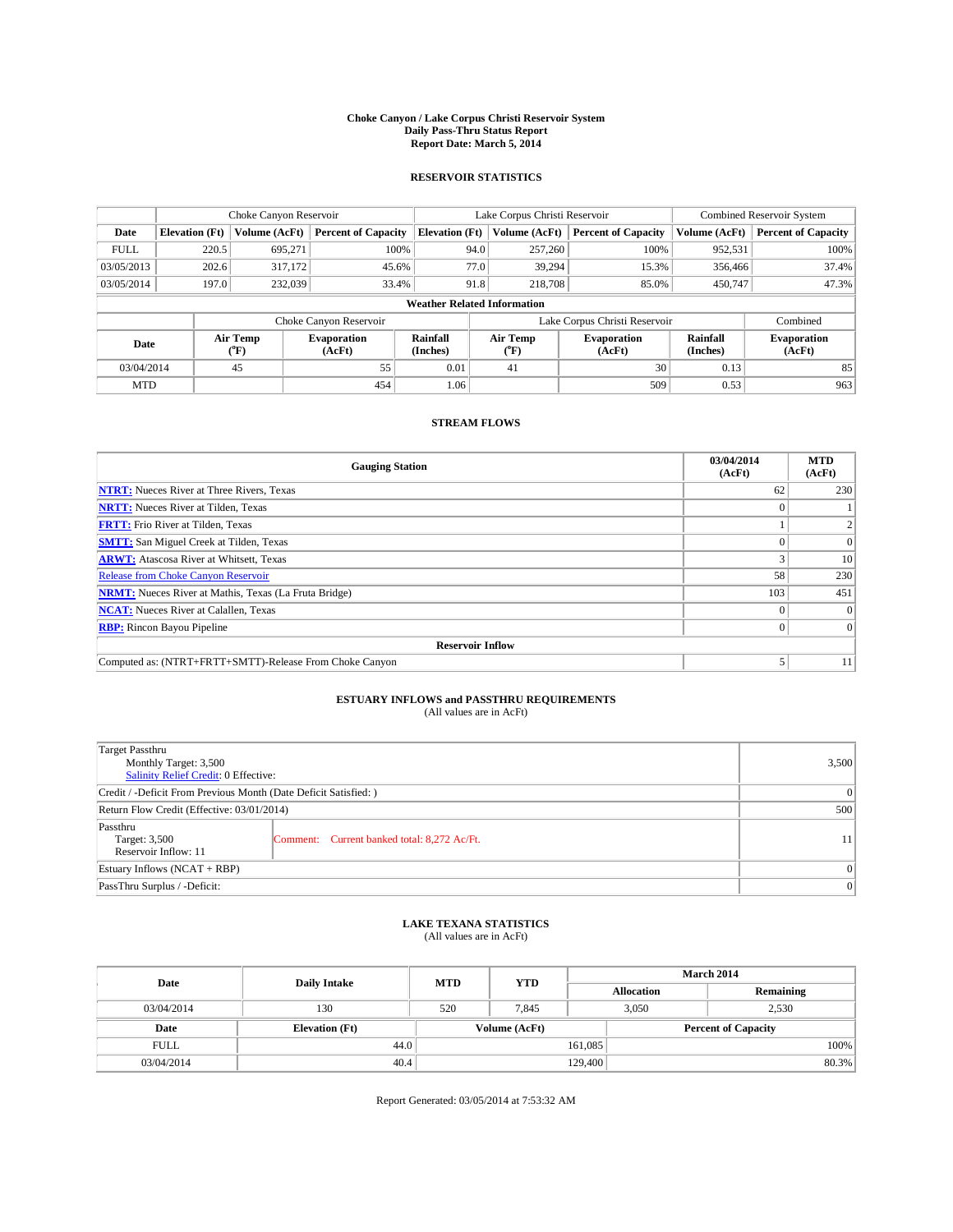# Choke Canyon / Lake Corpus Christi Reservoir System
## Daily Pass-Thru Status Report
### Report Date: March 5, 2014

## RESERVOIR STATISTICS

| | Choke Canyon Reservoir | | | Lake Corpus Christi Reservoir | | | Combined Reservoir System | |
|---|---|---|---|---|---|---|---|---|
| Date | Elevation (Ft) | Volume (AcFt) | Percent of Capacity | Elevation (Ft) | Volume (AcFt) | Percent of Capacity | Volume (AcFt) | Percent of Capacity |
| FULL | 220.5 | 695,271 | 100% | 94.0 | 257,260 | 100% | 952,531 | 100% |
| 03/05/2013 | 202.6 | 317,172 | 45.6% | 77.0 | 39,294 | 15.3% | 356,466 | 37.4% |
| 03/05/2014 | 197.0 | 232,039 | 33.4% | 91.8 | 218,708 | 85.0% | 450,747 | 47.3% |

**Weather Related Information**

| | Choke Canyon Reservoir | | | Lake Corpus Christi Reservoir | | | Combined |
|---|---|---|---|---|---|---|---|
| Date | Air Temp (°F) | Evaporation (AcFt) | Rainfall (Inches) | Air Temp (°F) | Evaporation (AcFt) | Rainfall (Inches) | Evaporation (AcFt) |
| 03/04/2014 | 45 | 55 | 0.01 | 41 | 30 | 0.13 | 85 |
| MTD | | 454 | 1.06 | | 509 | 0.53 | 963 |

## STREAM FLOWS

| Gauging Station | 03/04/2014 (AcFt) | MTD (AcFt) |
|---|---|---|
| NTRT: Nueces River at Three Rivers, Texas | 62 | 230 |
| NRTT: Nueces River at Tilden, Texas | 0 | 1 |
| FRTT: Frio River at Tilden, Texas | 1 | 2 |
| SMTT: San Miguel Creek at Tilden, Texas | 0 | 0 |
| ARWT: Atascosa River at Whitsett, Texas | 3 | 10 |
| Release from Choke Canyon Reservoir | 58 | 230 |
| NRMT: Nueces River at Mathis, Texas (La Fruta Bridge) | 103 | 451 |
| NCAT: Nueces River at Calallen, Texas | 0 | 0 |
| RBP: Rincon Bayou Pipeline | 0 | 0 |
| **Reservoir Inflow** | | |
| Computed as: (NTRT+FRTT+SMTT)-Release From Choke Canyon | 5 | 11 |

## ESTUARY INFLOWS and PASSTHRU REQUIREMENTS
(All values are in AcFt)

| | | |
|---|---|---|
| Target Passthru<br>Monthly Target: 3,500<br>Salinity Relief Credit: 0 Effective: | | 3,500 |
| Credit / -Deficit From Previous Month (Date Deficit Satisfied: ) | | 0 |
| Return Flow Credit (Effective: 03/01/2014) | | 500 |
| Passthru<br>Target: 3,500<br>Reservoir Inflow: 11 | Comment: Current banked total: 8,272 Ac/Ft. | 11 |
| Estuary Inflows (NCAT + RBP) | | 0 |
| PassThru Surplus / -Deficit: | | 0 |

## LAKE TEXANA STATISTICS
(All values are in AcFt)

| Date | Daily Intake | MTD | YTD | March 2014 Allocation | March 2014 Remaining |
|---|---|---|---|---|---|
| 03/04/2014 | 130 | 520 | 7,845 | 3,050 | 2,530 |

| Date | Elevation (Ft) | Volume (AcFt) | Percent of Capacity |
|---|---|---|---|
| FULL | 44.0 | 161,085 | 100% |
| 03/04/2014 | 40.4 | 129,400 | 80.3% |

Report Generated: 03/05/2014 at 7:53:32 AM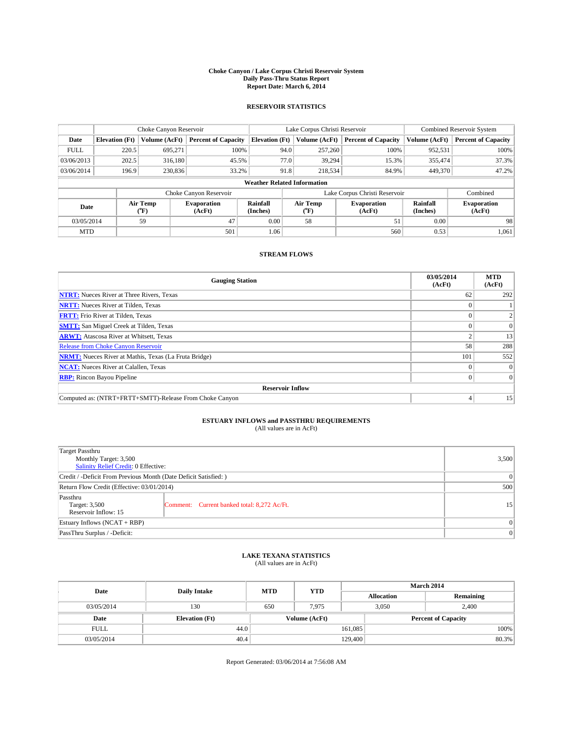**Choke Canyon / Lake Corpus Christi Reservoir System**
**Daily Pass-Thru Status Report**
**Report Date: March 6, 2014**

## RESERVOIR STATISTICS

| | Choke Canyon Reservoir | | | Lake Corpus Christi Reservoir | | | Combined Reservoir System | |
|---|---|---|---|---|---|---|---|---|
| Date | Elevation (Ft) | Volume (AcFt) | Percent of Capacity | Elevation (Ft) | Volume (AcFt) | Percent of Capacity | Volume (AcFt) | Percent of Capacity |
| FULL | 220.5 | 695,271 | 100% | 94.0 | 257,260 | 100% | 952,531 | 100% |
| 03/06/2013 | 202.5 | 316,180 | 45.5% | 77.0 | 39,294 | 15.3% | 355,474 | 37.3% |
| 03/06/2014 | 196.9 | 230,836 | 33.2% | 91.8 | 218,534 | 84.9% | 449,370 | 47.2% |

**Weather Related Information**

| | Choke Canyon Reservoir | | | Lake Corpus Christi Reservoir | | | Combined |
|---|---|---|---|---|---|---|---|
| Date | Air Temp (°F) | Evaporation (AcFt) | Rainfall (Inches) | Air Temp (°F) | Evaporation (AcFt) | Rainfall (Inches) | Evaporation (AcFt) |
| 03/05/2014 | 59 | 47 | 0.00 | 58 | 51 | 0.00 | 98 |
| MTD | | 501 | 1.06 | | 560 | 0.53 | 1,061 |

## STREAM FLOWS

| Gauging Station | 03/05/2014 (AcFt) | MTD (AcFt) |
|---|---|---|
| NTRT: Nueces River at Three Rivers, Texas | 62 | 292 |
| NRTT: Nueces River at Tilden, Texas | 0 | 1 |
| FRTT: Frio River at Tilden, Texas | 0 | 2 |
| SMTT: San Miguel Creek at Tilden, Texas | 0 | 0 |
| ARWT: Atascosa River at Whitsett, Texas | 2 | 13 |
| Release from Choke Canyon Reservoir | 58 | 288 |
| NRMT: Nueces River at Mathis, Texas (La Fruta Bridge) | 101 | 552 |
| NCAT: Nueces River at Calallen, Texas | 0 | 0 |
| RBP: Rincon Bayou Pipeline | 0 | 0 |
| **Reservoir Inflow** | | |
| Computed as: (NTRT+FRTT+SMTT)-Release From Choke Canyon | 4 | 15 |

## ESTUARY INFLOWS and PASSTHRU REQUIREMENTS

(All values are in AcFt)

| | | |
|---|---|---|
| Target Passthru<br>Monthly Target: 3,500<br>Salinity Relief Credit: 0 Effective: | | 3,500 |
| Credit / -Deficit From Previous Month (Date Deficit Satisfied: ) | | 0 |
| Return Flow Credit (Effective: 03/01/2014) | | 500 |
| Passthru<br>Target: 3,500<br>Reservoir Inflow: 15 | Comment: Current banked total: 8,272 Ac/Ft. | 15 |
| Estuary Inflows (NCAT + RBP) | | 0 |
| PassThru Surplus / -Deficit: | | 0 |

## LAKE TEXANA STATISTICS

(All values are in AcFt)

| Date | Daily Intake | MTD | YTD | March 2014 Allocation | March 2014 Remaining |
|---|---|---|---|---|---|
| 03/05/2014 | 130 | 650 | 7,975 | 3,050 | 2,400 |

| Date | Elevation (Ft) | Volume (AcFt) | Percent of Capacity |
|---|---|---|---|
| FULL | 44.0 | 161,085 | 100% |
| 03/05/2014 | 40.4 | 129,400 | 80.3% |

Report Generated: 03/06/2014 at 7:56:08 AM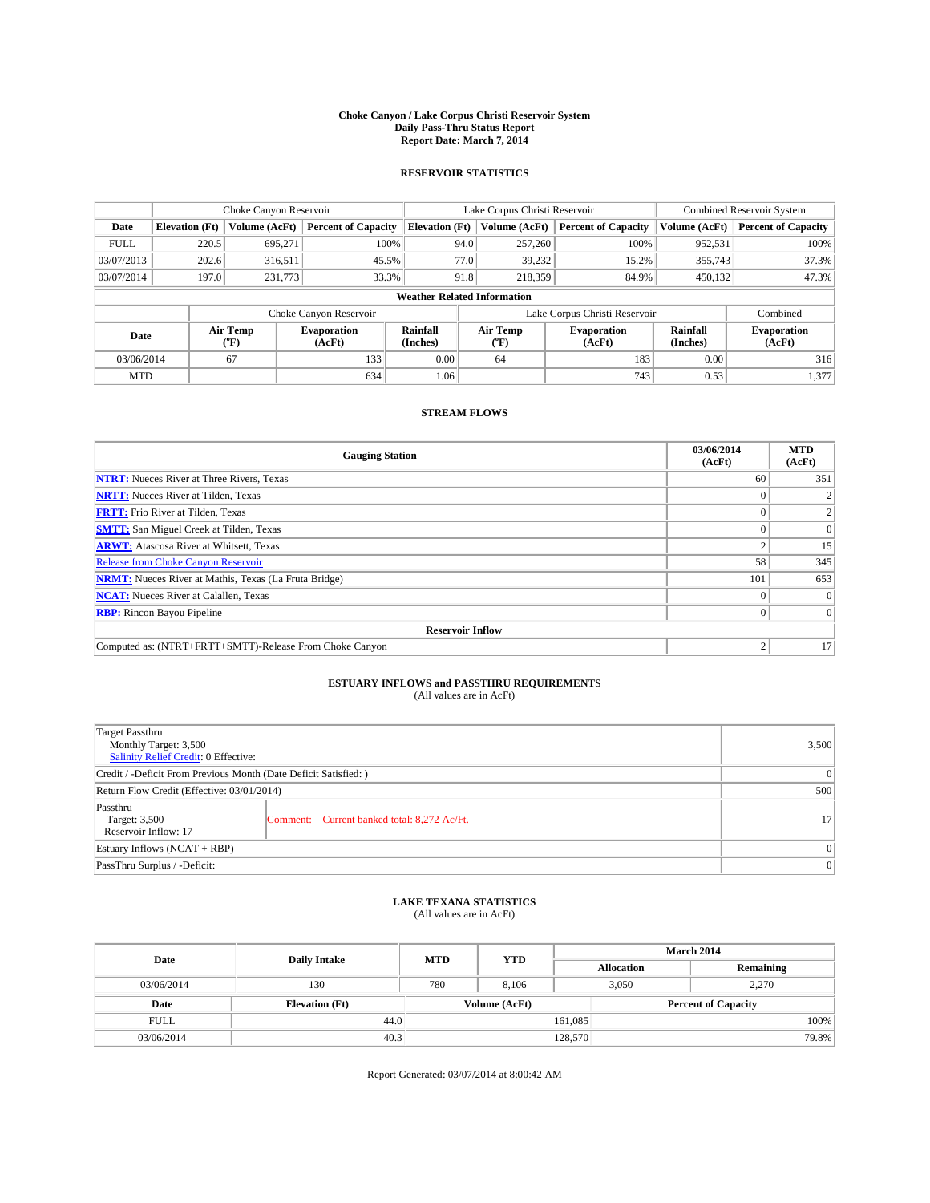**Choke Canyon / Lake Corpus Christi Reservoir System**
**Daily Pass-Thru Status Report**
**Report Date: March 7, 2014**

## RESERVOIR STATISTICS

| | Choke Canyon Reservoir | | | Lake Corpus Christi Reservoir | | | Combined Reservoir System | |
|---|---|---|---|---|---|---|---|---|
| Date | Elevation (Ft) | Volume (AcFt) | Percent of Capacity | Elevation (Ft) | Volume (AcFt) | Percent of Capacity | Volume (AcFt) | Percent of Capacity |
| FULL | 220.5 | 695,271 | 100% | 94.0 | 257,260 | 100% | 952,531 | 100% |
| 03/07/2013 | 202.6 | 316,511 | 45.5% | 77.0 | 39,232 | 15.2% | 355,743 | 37.3% |
| 03/07/2014 | 197.0 | 231,773 | 33.3% | 91.8 | 218,359 | 84.9% | 450,132 | 47.3% |

**Weather Related Information**

| | Choke Canyon Reservoir | | | Lake Corpus Christi Reservoir | | | Combined |
|---|---|---|---|---|---|---|---|
| Date | Air Temp (°F) | Evaporation (AcFt) | Rainfall (Inches) | Air Temp (°F) | Evaporation (AcFt) | Rainfall (Inches) | Evaporation (AcFt) |
| 03/06/2014 | 67 | 133 | 0.00 | 64 | 183 | 0.00 | 316 |
| MTD | | 634 | 1.06 | | 743 | 0.53 | 1,377 |

## STREAM FLOWS

| Gauging Station | 03/06/2014 (AcFt) | MTD (AcFt) |
|---|---|---|
| NTRT: Nueces River at Three Rivers, Texas | 60 | 351 |
| NRTT: Nueces River at Tilden, Texas | 0 | 2 |
| FRTT: Frio River at Tilden, Texas | 0 | 2 |
| SMTT: San Miguel Creek at Tilden, Texas | 0 | 0 |
| ARWT: Atascosa River at Whitsett, Texas | 2 | 15 |
| Release from Choke Canyon Reservoir | 58 | 345 |
| NRMT: Nueces River at Mathis, Texas (La Fruta Bridge) | 101 | 653 |
| NCAT: Nueces River at Calallen, Texas | 0 | 0 |
| RBP: Rincon Bayou Pipeline | 0 | 0 |
| **Reservoir Inflow** | | |
| Computed as: (NTRT+FRTT+SMTT)-Release From Choke Canyon | 2 | 17 |

## ESTUARY INFLOWS and PASSTHRU REQUIREMENTS

(All values are in AcFt)

| | | |
|---|---|---|
| Target Passthru<br>Monthly Target: 3,500<br>Salinity Relief Credit: 0 Effective: | | 3,500 |
| Credit / -Deficit From Previous Month (Date Deficit Satisfied: ) | | 0 |
| Return Flow Credit (Effective: 03/01/2014) | | 500 |
| Passthru<br>Target: 3,500<br>Reservoir Inflow: 17 | Comment: Current banked total: 8,272 Ac/Ft. | 17 |
| Estuary Inflows (NCAT + RBP) | | 0 |
| PassThru Surplus / -Deficit: | | 0 |

## LAKE TEXANA STATISTICS

(All values are in AcFt)

| Date | Daily Intake | MTD | YTD | March 2014 Allocation | March 2014 Remaining |
|---|---|---|---|---|---|
| 03/06/2014 | 130 | 780 | 8,106 | 3,050 | 2,270 |

| Date | Elevation (Ft) | Volume (AcFt) | Percent of Capacity |
|---|---|---|---|
| FULL | 44.0 | 161,085 | 100% |
| 03/06/2014 | 40.3 | 128,570 | 79.8% |

Report Generated: 03/07/2014 at 8:00:42 AM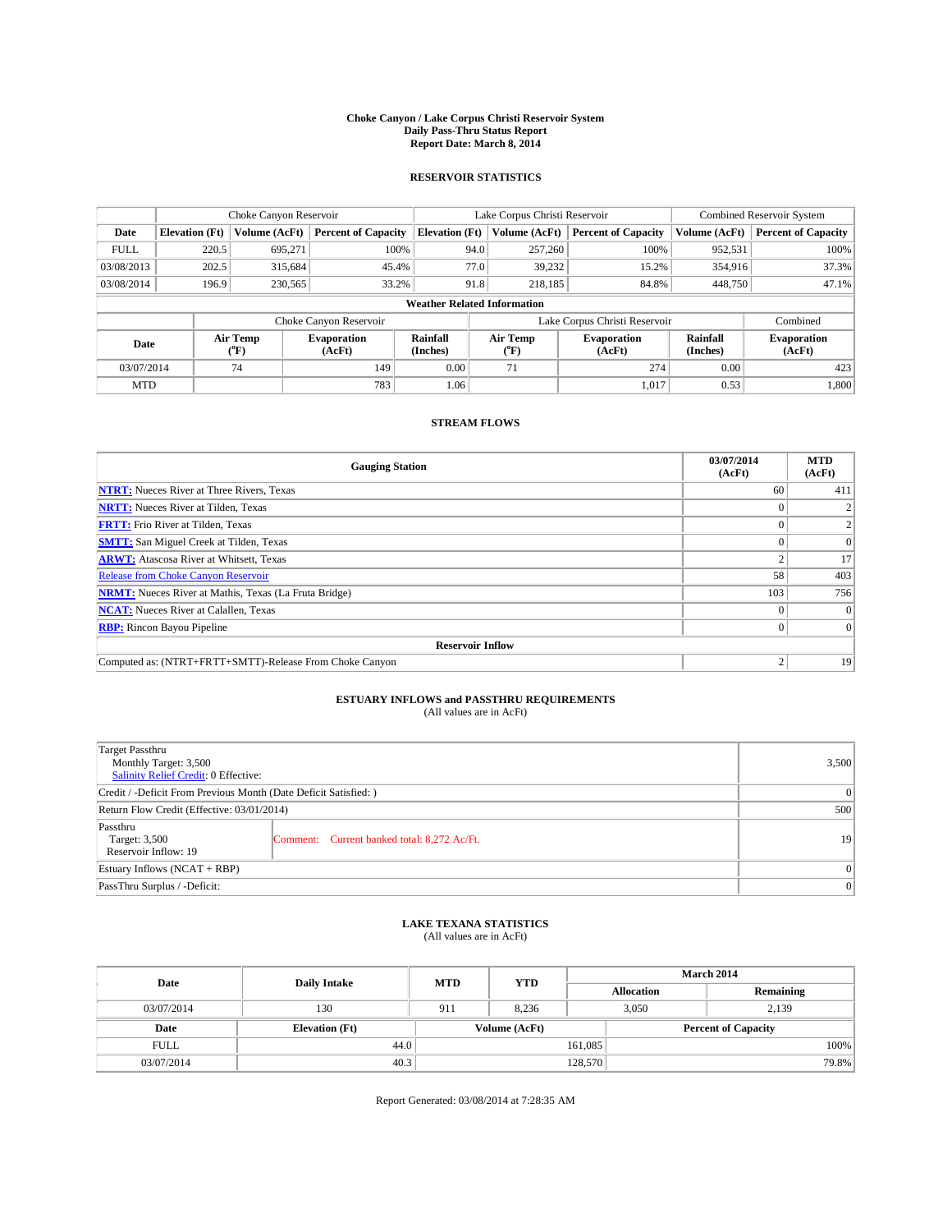# Choke Canyon / Lake Corpus Christi Reservoir System
## Daily Pass-Thru Status Report
### Report Date: March 8, 2014

## RESERVOIR STATISTICS

| | Choke Canyon Reservoir | | | Lake Corpus Christi Reservoir | | | Combined Reservoir System | |
|---|---|---|---|---|---|---|---|---|
| Date | Elevation (Ft) | Volume (AcFt) | Percent of Capacity | Elevation (Ft) | Volume (AcFt) | Percent of Capacity | Volume (AcFt) | Percent of Capacity |
| FULL | 220.5 | 695,271 | 100% | 94.0 | 257,260 | 100% | 952,531 | 100% |
| 03/08/2013 | 202.5 | 315,684 | 45.4% | 77.0 | 39,232 | 15.2% | 354,916 | 37.3% |
| 03/08/2014 | 196.9 | 230,565 | 33.2% | 91.8 | 218,185 | 84.8% | 448,750 | 47.1% |

**Weather Related Information**

| | Choke Canyon Reservoir | | | Lake Corpus Christi Reservoir | | | Combined |
|---|---|---|---|---|---|---|---|
| Date | Air Temp (°F) | Evaporation (AcFt) | Rainfall (Inches) | Air Temp (°F) | Evaporation (AcFt) | Rainfall (Inches) | Evaporation (AcFt) |
| 03/07/2014 | 74 | 149 | 0.00 | 71 | 274 | 0.00 | 423 |
| MTD | | 783 | 1.06 | | 1,017 | 0.53 | 1,800 |

## STREAM FLOWS

| Gauging Station | 03/07/2014 (AcFt) | MTD (AcFt) |
|---|---|---|
| NTRT: Nueces River at Three Rivers, Texas | 60 | 411 |
| NRTT: Nueces River at Tilden, Texas | 0 | 2 |
| FRTT: Frio River at Tilden, Texas | 0 | 2 |
| SMTT: San Miguel Creek at Tilden, Texas | 0 | 0 |
| ARWT: Atascosa River at Whitsett, Texas | 2 | 17 |
| Release from Choke Canyon Reservoir | 58 | 403 |
| NRMT: Nueces River at Mathis, Texas (La Fruta Bridge) | 103 | 756 |
| NCAT: Nueces River at Calallen, Texas | 0 | 0 |
| RBP: Rincon Bayou Pipeline | 0 | 0 |
| **Reservoir Inflow** | | |
| Computed as: (NTRT+FRTT+SMTT)-Release From Choke Canyon | 2 | 19 |

## ESTUARY INFLOWS and PASSTHRU REQUIREMENTS
(All values are in AcFt)

| | | |
|---|---|---|
| Target Passthru<br>Monthly Target: 3,500<br>Salinity Relief Credit: 0 Effective: | | 3,500 |
| Credit / -Deficit From Previous Month (Date Deficit Satisfied: ) | | 0 |
| Return Flow Credit (Effective: 03/01/2014) | | 500 |
| Passthru<br>Target: 3,500<br>Reservoir Inflow: 19 | Comment: Current banked total: 8,272 Ac/Ft. | 19 |
| Estuary Inflows (NCAT + RBP) | | 0 |
| PassThru Surplus / -Deficit: | | 0 |

## LAKE TEXANA STATISTICS
(All values are in AcFt)

| Date | Daily Intake | MTD | YTD | March 2014 Allocation | March 2014 Remaining |
|---|---|---|---|---|---|
| 03/07/2014 | 130 | 911 | 8,236 | 3,050 | 2,139 |

| Date | Elevation (Ft) | Volume (AcFt) | Percent of Capacity |
|---|---|---|---|
| FULL | 44.0 | 161,085 | 100% |
| 03/07/2014 | 40.3 | 128,570 | 79.8% |

Report Generated: 03/08/2014 at 7:28:35 AM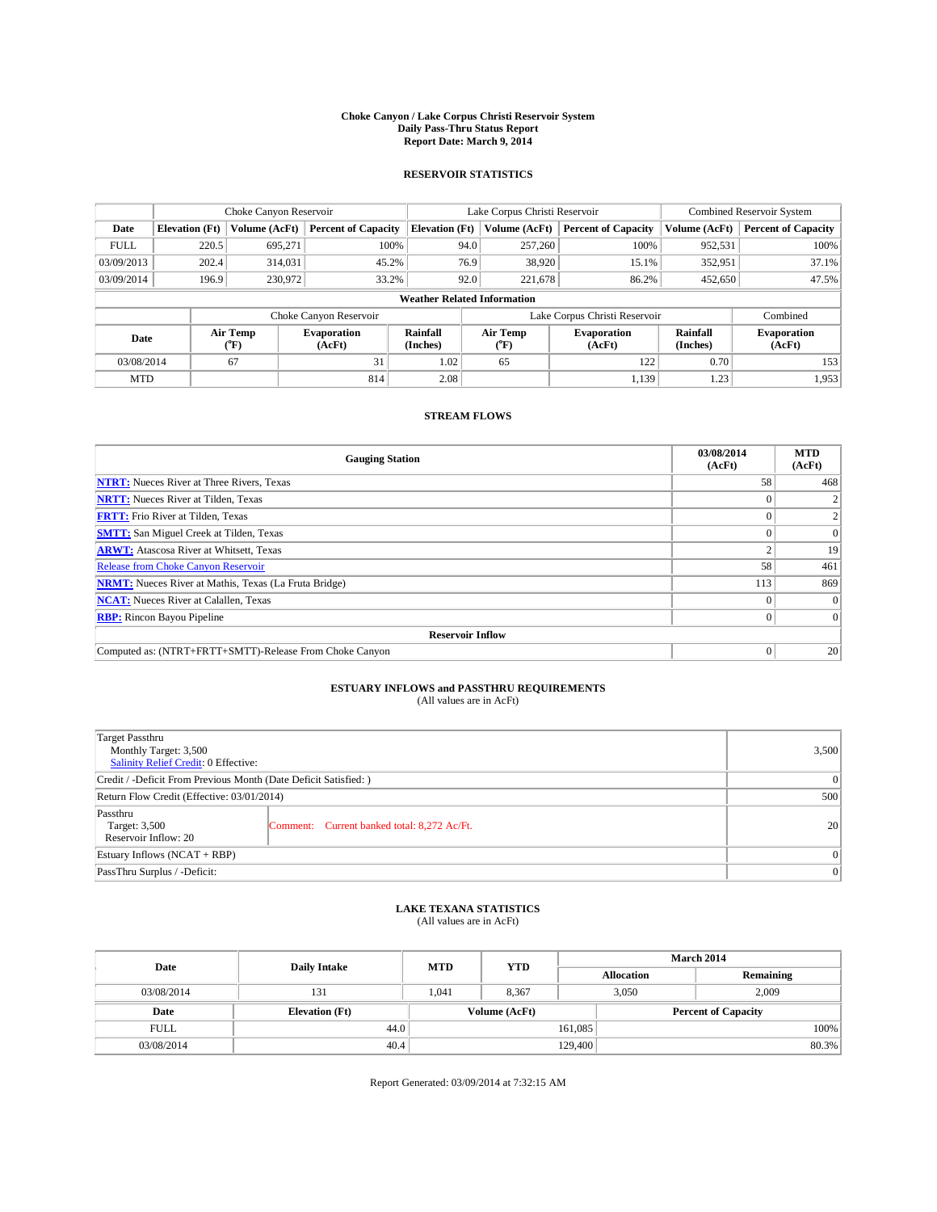**Choke Canyon / Lake Corpus Christi Reservoir System**
**Daily Pass-Thru Status Report**
**Report Date: March 9, 2014**

## RESERVOIR STATISTICS

| | Choke Canyon Reservoir | | | Lake Corpus Christi Reservoir | | | Combined Reservoir System | |
|---|---|---|---|---|---|---|---|---|
| **Date** | **Elevation (Ft)** | **Volume (AcFt)** | **Percent of Capacity** | **Elevation (Ft)** | **Volume (AcFt)** | **Percent of Capacity** | **Volume (AcFt)** | **Percent of Capacity** |
| FULL | 220.5 | 695,271 | 100% | 94.0 | 257,260 | 100% | 952,531 | 100% |
| 03/09/2013 | 202.4 | 314,031 | 45.2% | 76.9 | 38,920 | 15.1% | 352,951 | 37.1% |
| 03/09/2014 | 196.9 | 230,972 | 33.2% | 92.0 | 221,678 | 86.2% | 452,650 | 47.5% |

**Weather Related Information**

| | Choke Canyon Reservoir | | | Lake Corpus Christi Reservoir | | | Combined |
|---|---|---|---|---|---|---|---|
| **Date** | **Air Temp (°F)** | **Evaporation (AcFt)** | **Rainfall (Inches)** | **Air Temp (°F)** | **Evaporation (AcFt)** | **Rainfall (Inches)** | **Evaporation (AcFt)** |
| 03/08/2014 | 67 | 31 | 1.02 | 65 | 122 | 0.70 | 153 |
| MTD | | 814 | 2.08 | | 1,139 | 1.23 | 1,953 |

## STREAM FLOWS

| Gauging Station | 03/08/2014 (AcFt) | MTD (AcFt) |
|---|---|---|
| **NTRT:** Nueces River at Three Rivers, Texas | 58 | 468 |
| **NRTT:** Nueces River at Tilden, Texas | 0 | 2 |
| **FRTT:** Frio River at Tilden, Texas | 0 | 2 |
| **SMTT:** San Miguel Creek at Tilden, Texas | 0 | 0 |
| **ARWT:** Atascosa River at Whitsett, Texas | 2 | 19 |
| Release from Choke Canyon Reservoir | 58 | 461 |
| **NRMT:** Nueces River at Mathis, Texas (La Fruta Bridge) | 113 | 869 |
| **NCAT:** Nueces River at Calallen, Texas | 0 | 0 |
| **RBP:** Rincon Bayou Pipeline | 0 | 0 |
| **Reservoir Inflow** | | |
| Computed as: (NTRT+FRTT+SMTT)-Release From Choke Canyon | 0 | 20 |

## ESTUARY INFLOWS and PASSTHRU REQUIREMENTS
(All values are in AcFt)

| | | |
|---|---|---|
| Target Passthru<br>Monthly Target: 3,500<br>Salinity Relief Credit: 0 Effective: | | 3,500 |
| Credit / -Deficit From Previous Month (Date Deficit Satisfied: ) | | 0 |
| Return Flow Credit (Effective: 03/01/2014) | | 500 |
| Passthru<br>Target: 3,500<br>Reservoir Inflow: 20 | Comment: Current banked total: 8,272 Ac/Ft. | 20 |
| Estuary Inflows (NCAT + RBP) | | 0 |
| PassThru Surplus / -Deficit: | | 0 |

## LAKE TEXANA STATISTICS
(All values are in AcFt)

| Date | Daily Intake | MTD | YTD | March 2014 Allocation | March 2014 Remaining |
|---|---|---|---|---|---|
| 03/08/2014 | 131 | 1,041 | 8,367 | 3,050 | 2,009 |

| Date | Elevation (Ft) | Volume (AcFt) | Percent of Capacity |
|---|---|---|---|
| FULL | 44.0 | 161,085 | 100% |
| 03/08/2014 | 40.4 | 129,400 | 80.3% |

Report Generated: 03/09/2014 at 7:32:15 AM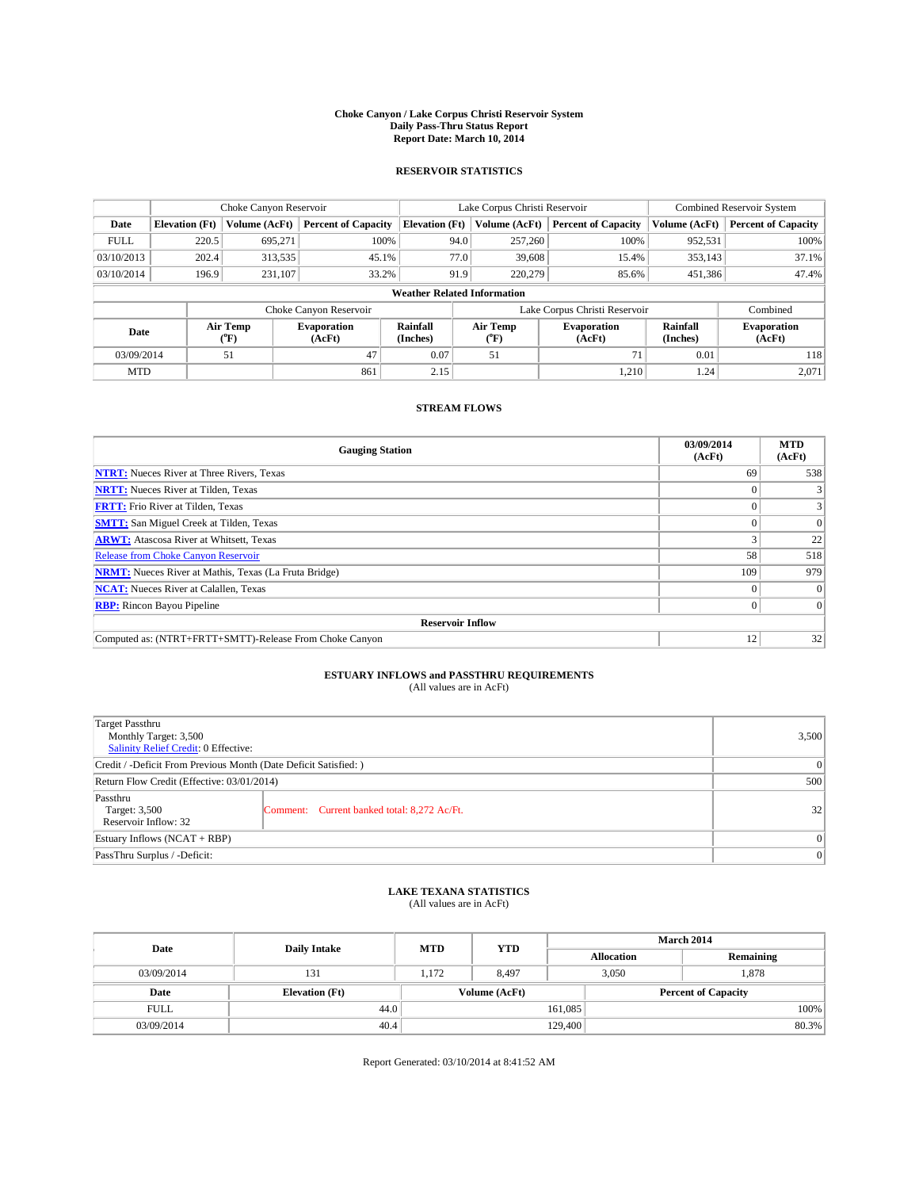**Choke Canyon / Lake Corpus Christi Reservoir System**
**Daily Pass-Thru Status Report**
**Report Date: March 10, 2014**

## RESERVOIR STATISTICS

| | Choke Canyon Reservoir | | | Lake Corpus Christi Reservoir | | | Combined Reservoir System | |
|---|---|---|---|---|---|---|---|---|
| **Date** | **Elevation (Ft)** | **Volume (AcFt)** | **Percent of Capacity** | **Elevation (Ft)** | **Volume (AcFt)** | **Percent of Capacity** | **Volume (AcFt)** | **Percent of Capacity** |
| FULL | 220.5 | 695,271 | 100% | 94.0 | 257,260 | 100% | 952,531 | 100% |
| 03/10/2013 | 202.4 | 313,535 | 45.1% | 77.0 | 39,608 | 15.4% | 353,143 | 37.1% |
| 03/10/2014 | 196.9 | 231,107 | 33.2% | 91.9 | 220,279 | 85.6% | 451,386 | 47.4% |

**Weather Related Information**

| | Choke Canyon Reservoir | | | Lake Corpus Christi Reservoir | | | Combined |
|---|---|---|---|---|---|---|---|
| **Date** | **Air Temp (°F)** | **Evaporation (AcFt)** | **Rainfall (Inches)** | **Air Temp (°F)** | **Evaporation (AcFt)** | **Rainfall (Inches)** | **Evaporation (AcFt)** |
| 03/09/2014 | 51 | 47 | 0.07 | 51 | 71 | 0.01 | 118 |
| MTD | | 861 | 2.15 | | 1,210 | 1.24 | 2,071 |

## STREAM FLOWS

| Gauging Station | 03/09/2014 (AcFt) | MTD (AcFt) |
|---|---|---|
| NTRT: Nueces River at Three Rivers, Texas | 69 | 538 |
| NRTT: Nueces River at Tilden, Texas | 0 | 3 |
| FRTT: Frio River at Tilden, Texas | 0 | 3 |
| SMTT: San Miguel Creek at Tilden, Texas | 0 | 0 |
| ARWT: Atascosa River at Whitsett, Texas | 3 | 22 |
| Release from Choke Canyon Reservoir | 58 | 518 |
| NRMT: Nueces River at Mathis, Texas (La Fruta Bridge) | 109 | 979 |
| NCAT: Nueces River at Calallen, Texas | 0 | 0 |
| RBP: Rincon Bayou Pipeline | 0 | 0 |
| **Reservoir Inflow** | | |
| Computed as: (NTRT+FRTT+SMTT)-Release From Choke Canyon | 12 | 32 |

## ESTUARY INFLOWS and PASSTHRU REQUIREMENTS
(All values are in AcFt)

| | |
|---|---|
| Target Passthru<br>Monthly Target: 3,500<br>Salinity Relief Credit: 0 Effective: | 3,500 |
| Credit / -Deficit From Previous Month (Date Deficit Satisfied: ) | 0 |
| Return Flow Credit (Effective: 03/01/2014) | 500 |
| Passthru<br>Target: 3,500<br>Reservoir Inflow: 32 — Comment: Current banked total: 8,272 Ac/Ft. | 32 |
| Estuary Inflows (NCAT + RBP) | 0 |
| PassThru Surplus / -Deficit: | 0 |

## LAKE TEXANA STATISTICS
(All values are in AcFt)

| Date | Daily Intake | MTD | YTD | March 2014 Allocation | March 2014 Remaining |
|---|---|---|---|---|---|
| 03/09/2014 | 131 | 1,172 | 8,497 | 3,050 | 1,878 |

| Date | Elevation (Ft) | Volume (AcFt) | Percent of Capacity |
|---|---|---|---|
| FULL | 44.0 | 161,085 | 100% |
| 03/09/2014 | 40.4 | 129,400 | 80.3% |

Report Generated: 03/10/2014 at 8:41:52 AM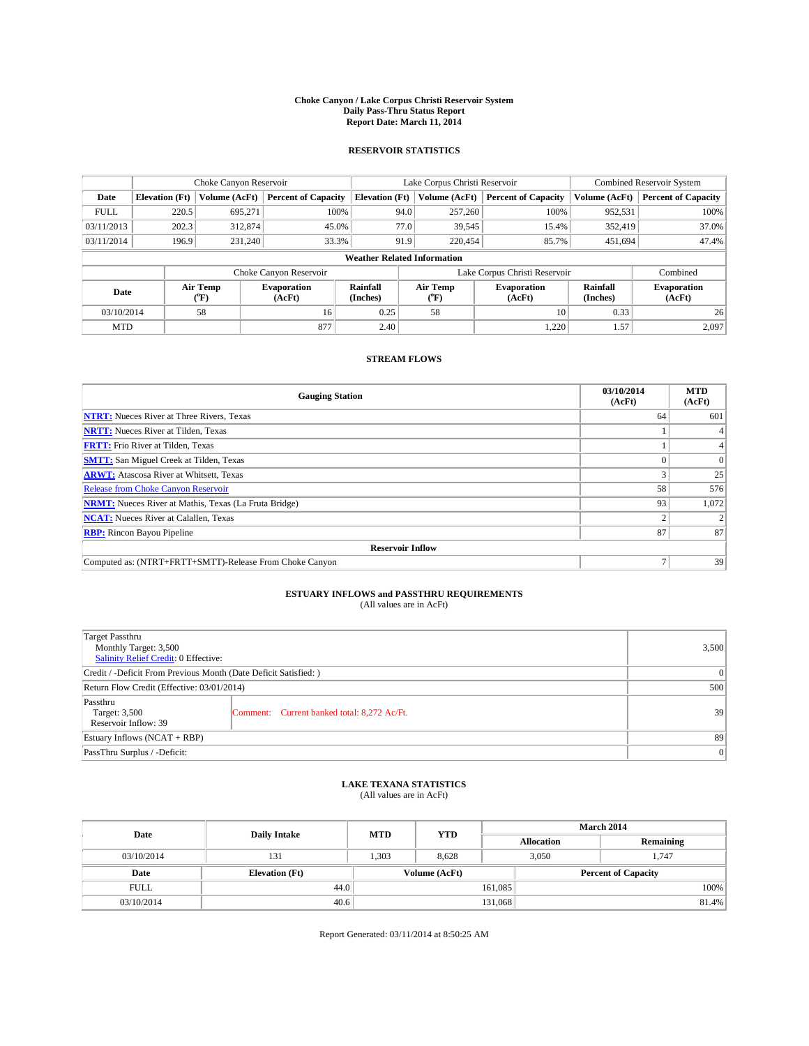# Choke Canyon / Lake Corpus Christi Reservoir System
## Daily Pass-Thru Status Report
## Report Date: March 11, 2014

### RESERVOIR STATISTICS

| | Choke Canyon Reservoir | | | Lake Corpus Christi Reservoir | | | Combined Reservoir System | |
|---|---|---|---|---|---|---|---|---|
| Date | Elevation (Ft) | Volume (AcFt) | Percent of Capacity | Elevation (Ft) | Volume (AcFt) | Percent of Capacity | Volume (AcFt) | Percent of Capacity |
| FULL | 220.5 | 695,271 | 100% | 94.0 | 257,260 | 100% | 952,531 | 100% |
| 03/11/2013 | 202.3 | 312,874 | 45.0% | 77.0 | 39,545 | 15.4% | 352,419 | 37.0% |
| 03/11/2014 | 196.9 | 231,240 | 33.3% | 91.9 | 220,454 | 85.7% | 451,694 | 47.4% |

**Weather Related Information**

| | Choke Canyon Reservoir | | | Lake Corpus Christi Reservoir | | | Combined |
|---|---|---|---|---|---|---|---|
| Date | Air Temp (°F) | Evaporation (AcFt) | Rainfall (Inches) | Air Temp (°F) | Evaporation (AcFt) | Rainfall (Inches) | Evaporation (AcFt) |
| 03/10/2014 | 58 | 16 | 0.25 | 58 | 10 | 0.33 | 26 |
| MTD | | 877 | 2.40 | | 1,220 | 1.57 | 2,097 |

### STREAM FLOWS

| Gauging Station | 03/10/2014 (AcFt) | MTD (AcFt) |
|---|---|---|
| NTRT: Nueces River at Three Rivers, Texas | 64 | 601 |
| NRTT: Nueces River at Tilden, Texas | 1 | 4 |
| FRTT: Frio River at Tilden, Texas | 1 | 4 |
| SMTT: San Miguel Creek at Tilden, Texas | 0 | 0 |
| ARWT: Atascosa River at Whitsett, Texas | 3 | 25 |
| Release from Choke Canyon Reservoir | 58 | 576 |
| NRMT: Nueces River at Mathis, Texas (La Fruta Bridge) | 93 | 1,072 |
| NCAT: Nueces River at Calallen, Texas | 2 | 2 |
| RBP: Rincon Bayou Pipeline | 87 | 87 |
| **Reservoir Inflow** | | |
| Computed as: (NTRT+FRTT+SMTT)-Release From Choke Canyon | 7 | 39 |

### ESTUARY INFLOWS and PASSTHRU REQUIREMENTS
(All values are in AcFt)

| | | |
|---|---|---|
| Target Passthru<br>Monthly Target: 3,500<br>Salinity Relief Credit: 0 Effective: | | 3,500 |
| Credit / -Deficit From Previous Month (Date Deficit Satisfied: ) | | 0 |
| Return Flow Credit (Effective: 03/01/2014) | | 500 |
| Passthru<br>Target: 3,500<br>Reservoir Inflow: 39 | Comment: Current banked total: 8,272 Ac/Ft. | 39 |
| Estuary Inflows (NCAT + RBP) | | 89 |
| PassThru Surplus / -Deficit: | | 0 |

### LAKE TEXANA STATISTICS
(All values are in AcFt)

| Date | Daily Intake | MTD | YTD | March 2014 Allocation | March 2014 Remaining |
|---|---|---|---|---|---|
| 03/10/2014 | 131 | 1,303 | 8,628 | 3,050 | 1,747 |

| Date | Elevation (Ft) | Volume (AcFt) | Percent of Capacity |
|---|---|---|---|
| FULL | 44.0 | 161,085 | 100% |
| 03/10/2014 | 40.6 | 131,068 | 81.4% |

Report Generated: 03/11/2014 at 8:50:25 AM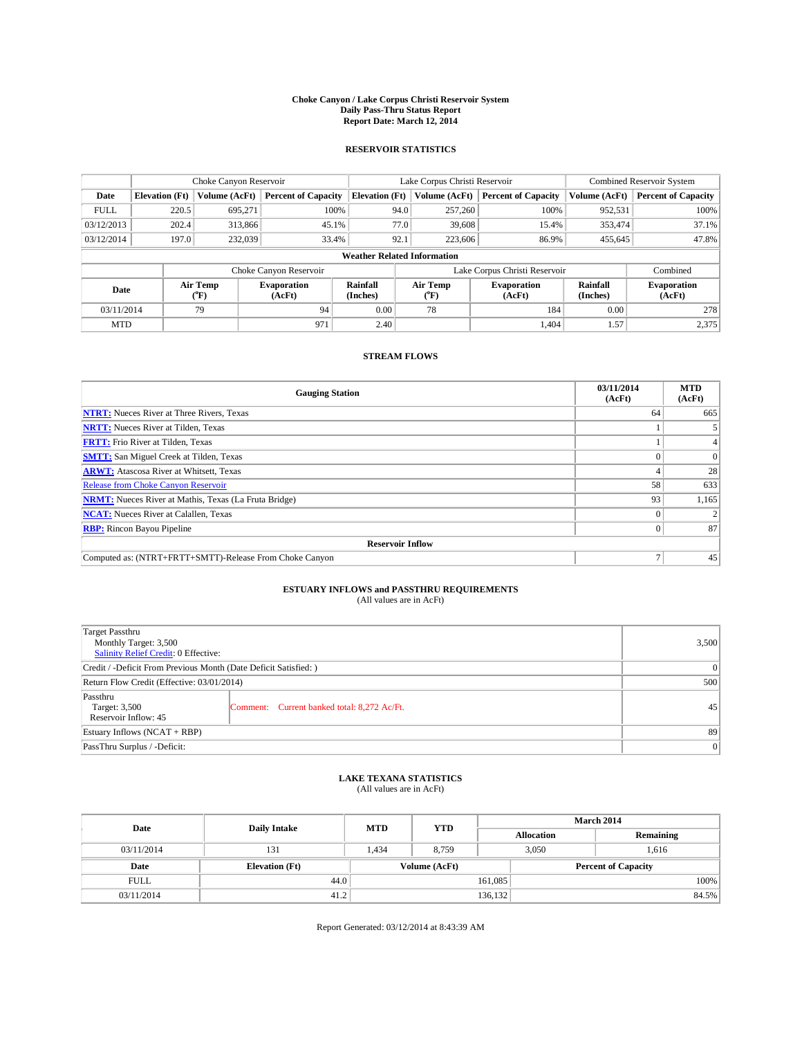**Choke Canyon / Lake Corpus Christi Reservoir System**
**Daily Pass-Thru Status Report**
**Report Date: March 12, 2014**

## RESERVOIR STATISTICS

| | Choke Canyon Reservoir | | | Lake Corpus Christi Reservoir | | | Combined Reservoir System | |
|---|---|---|---|---|---|---|---|---|
| **Date** | **Elevation (Ft)** | **Volume (AcFt)** | **Percent of Capacity** | **Elevation (Ft)** | **Volume (AcFt)** | **Percent of Capacity** | **Volume (AcFt)** | **Percent of Capacity** |
| FULL | 220.5 | 695,271 | 100% | 94.0 | 257,260 | 100% | 952,531 | 100% |
| 03/12/2013 | 202.4 | 313,866 | 45.1% | 77.0 | 39,608 | 15.4% | 353,474 | 37.1% |
| 03/12/2014 | 197.0 | 232,039 | 33.4% | 92.1 | 223,606 | 86.9% | 455,645 | 47.8% |

**Weather Related Information**

| | Choke Canyon Reservoir | | | Lake Corpus Christi Reservoir | | | Combined |
|---|---|---|---|---|---|---|---|
| **Date** | **Air Temp (°F)** | **Evaporation (AcFt)** | **Rainfall (Inches)** | **Air Temp (°F)** | **Evaporation (AcFt)** | **Rainfall (Inches)** | **Evaporation (AcFt)** |
| 03/11/2014 | 79 | 94 | 0.00 | 78 | 184 | 0.00 | 278 |
| MTD | | 971 | 2.40 | | 1,404 | 1.57 | 2,375 |

## STREAM FLOWS

| Gauging Station | 03/11/2014 (AcFt) | MTD (AcFt) |
|---|---|---|
| **NTRT:** Nueces River at Three Rivers, Texas | 64 | 665 |
| **NRTT:** Nueces River at Tilden, Texas | 1 | 5 |
| **FRTT:** Frio River at Tilden, Texas | 1 | 4 |
| **SMTT:** San Miguel Creek at Tilden, Texas | 0 | 0 |
| **ARWT:** Atascosa River at Whitsett, Texas | 4 | 28 |
| Release from Choke Canyon Reservoir | 58 | 633 |
| **NRMT:** Nueces River at Mathis, Texas (La Fruta Bridge) | 93 | 1,165 |
| **NCAT:** Nueces River at Calallen, Texas | 0 | 2 |
| **RBP:** Rincon Bayou Pipeline | 0 | 87 |
| **Reservoir Inflow** | | |
| Computed as: (NTRT+FRTT+SMTT)-Release From Choke Canyon | 7 | 45 |

## ESTUARY INFLOWS and PASSTHRU REQUIREMENTS
(All values are in AcFt)

| | | |
|---|---|---|
| Target Passthru<br>Monthly Target: 3,500<br>Salinity Relief Credit: 0 Effective: | | 3,500 |
| Credit / -Deficit From Previous Month (Date Deficit Satisfied: ) | | 0 |
| Return Flow Credit (Effective: 03/01/2014) | | 500 |
| Passthru<br>Target: 3,500<br>Reservoir Inflow: 45 | Comment: Current banked total: 8,272 Ac/Ft. | 45 |
| Estuary Inflows (NCAT + RBP) | | 89 |
| PassThru Surplus / -Deficit: | | 0 |

## LAKE TEXANA STATISTICS
(All values are in AcFt)

| Date | Daily Intake | MTD | YTD | March 2014 Allocation | March 2014 Remaining |
|---|---|---|---|---|---|
| 03/11/2014 | 131 | 1,434 | 8,759 | 3,050 | 1,616 |

| Date | Elevation (Ft) | Volume (AcFt) | Percent of Capacity |
|---|---|---|---|
| FULL | 44.0 | 161,085 | 100% |
| 03/11/2014 | 41.2 | 136,132 | 84.5% |

Report Generated: 03/12/2014 at 8:43:39 AM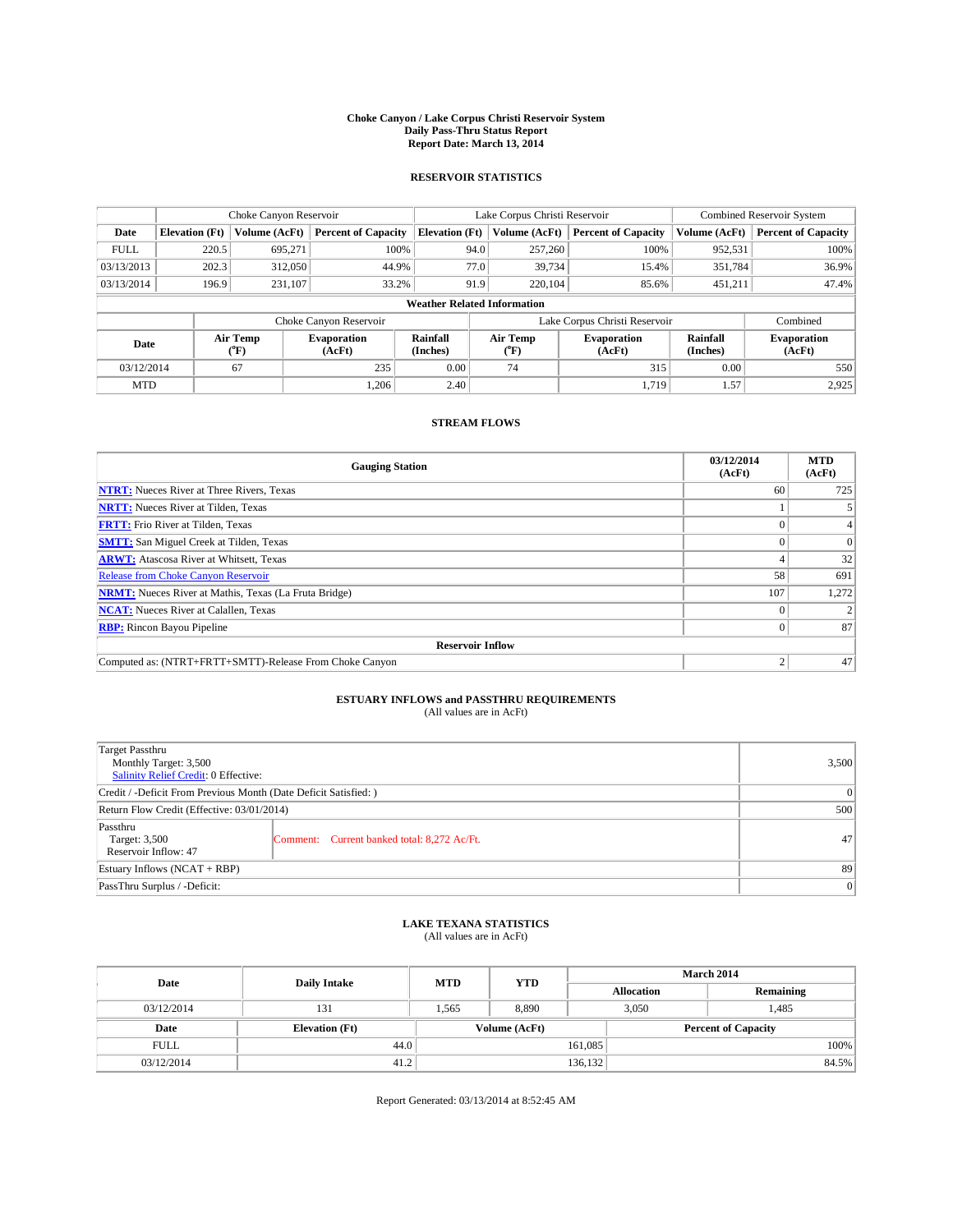**Choke Canyon / Lake Corpus Christi Reservoir System**
**Daily Pass-Thru Status Report**
**Report Date: March 13, 2014**

## RESERVOIR STATISTICS

| | Choke Canyon Reservoir | | | Lake Corpus Christi Reservoir | | | Combined Reservoir System | |
|---|---|---|---|---|---|---|---|---|
| Date | Elevation (Ft) | Volume (AcFt) | Percent of Capacity | Elevation (Ft) | Volume (AcFt) | Percent of Capacity | Volume (AcFt) | Percent of Capacity |
| FULL | 220.5 | 695,271 | 100% | 94.0 | 257,260 | 100% | 952,531 | 100% |
| 03/13/2013 | 202.3 | 312,050 | 44.9% | 77.0 | 39,734 | 15.4% | 351,784 | 36.9% |
| 03/13/2014 | 196.9 | 231,107 | 33.2% | 91.9 | 220,104 | 85.6% | 451,211 | 47.4% |

**Weather Related Information**

| | Choke Canyon Reservoir | | | Lake Corpus Christi Reservoir | | | Combined |
|---|---|---|---|---|---|---|---|
| Date | Air Temp (°F) | Evaporation (AcFt) | Rainfall (Inches) | Air Temp (°F) | Evaporation (AcFt) | Rainfall (Inches) | Evaporation (AcFt) |
| 03/12/2014 | 67 | 235 | 0.00 | 74 | 315 | 0.00 | 550 |
| MTD | | 1,206 | 2.40 | | 1,719 | 1.57 | 2,925 |

## STREAM FLOWS

| Gauging Station | 03/12/2014 (AcFt) | MTD (AcFt) |
|---|---|---|
| NTRT: Nueces River at Three Rivers, Texas | 60 | 725 |
| NRTT: Nueces River at Tilden, Texas | 1 | 5 |
| FRTT: Frio River at Tilden, Texas | 0 | 4 |
| SMTT: San Miguel Creek at Tilden, Texas | 0 | 0 |
| ARWT: Atascosa River at Whitsett, Texas | 4 | 32 |
| Release from Choke Canyon Reservoir | 58 | 691 |
| NRMT: Nueces River at Mathis, Texas (La Fruta Bridge) | 107 | 1,272 |
| NCAT: Nueces River at Calallen, Texas | 0 | 2 |
| RBP: Rincon Bayou Pipeline | 0 | 87 |
| **Reservoir Inflow** | | |
| Computed as: (NTRT+FRTT+SMTT)-Release From Choke Canyon | 2 | 47 |

## ESTUARY INFLOWS and PASSTHRU REQUIREMENTS

(All values are in AcFt)

| | | |
|---|---|---|
| Target Passthru<br>Monthly Target: 3,500<br>Salinity Relief Credit: 0 Effective: | | 3,500 |
| Credit / -Deficit From Previous Month (Date Deficit Satisfied: ) | | 0 |
| Return Flow Credit (Effective: 03/01/2014) | | 500 |
| Passthru<br>Target: 3,500<br>Reservoir Inflow: 47 | Comment: Current banked total: 8,272 Ac/Ft. | 47 |
| Estuary Inflows (NCAT + RBP) | | 89 |
| PassThru Surplus / -Deficit: | | 0 |

## LAKE TEXANA STATISTICS

(All values are in AcFt)

| Date | Daily Intake | MTD | YTD | March 2014 Allocation | March 2014 Remaining |
|---|---|---|---|---|---|
| 03/12/2014 | 131 | 1,565 | 8,890 | 3,050 | 1,485 |

| Date | Elevation (Ft) | Volume (AcFt) | Percent of Capacity |
|---|---|---|---|
| FULL | 44.0 | 161,085 | 100% |
| 03/12/2014 | 41.2 | 136,132 | 84.5% |

Report Generated: 03/13/2014 at 8:52:45 AM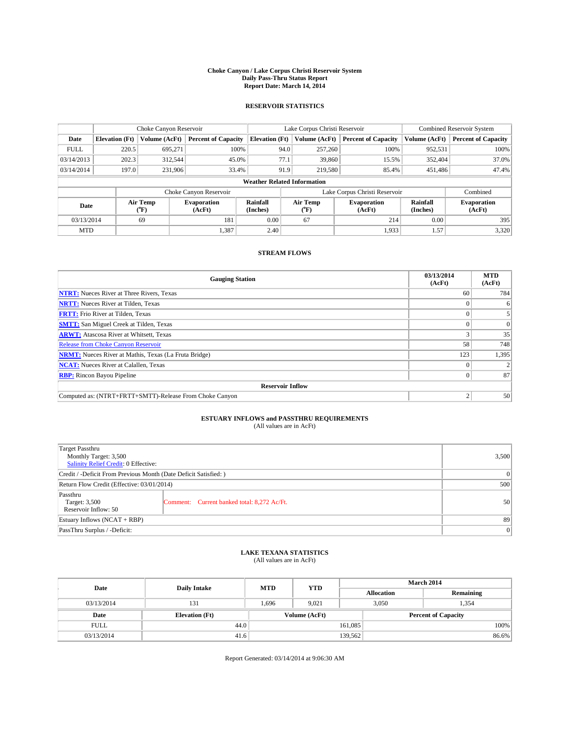# Choke Canyon / Lake Corpus Christi Reservoir System
## Daily Pass-Thru Status Report
## Report Date: March 14, 2014

### RESERVOIR STATISTICS

| | Choke Canyon Reservoir | | | Lake Corpus Christi Reservoir | | | Combined Reservoir System | |
|---|---|---|---|---|---|---|---|---|
| Date | Elevation (Ft) | Volume (AcFt) | Percent of Capacity | Elevation (Ft) | Volume (AcFt) | Percent of Capacity | Volume (AcFt) | Percent of Capacity |
| FULL | 220.5 | 695,271 | 100% | 94.0 | 257,260 | 100% | 952,531 | 100% |
| 03/14/2013 | 202.3 | 312,544 | 45.0% | 77.1 | 39,860 | 15.5% | 352,404 | 37.0% |
| 03/14/2014 | 197.0 | 231,906 | 33.4% | 91.9 | 219,580 | 85.4% | 451,486 | 47.4% |

**Weather Related Information**

| | Choke Canyon Reservoir | | | Lake Corpus Christi Reservoir | | | Combined |
|---|---|---|---|---|---|---|---|
| Date | Air Temp (°F) | Evaporation (AcFt) | Rainfall (Inches) | Air Temp (°F) | Evaporation (AcFt) | Rainfall (Inches) | Evaporation (AcFt) |
| 03/13/2014 | 69 | 181 | 0.00 | 67 | 214 | 0.00 | 395 |
| MTD | | 1,387 | 2.40 | | 1,933 | 1.57 | 3,320 |

### STREAM FLOWS

| Gauging Station | 03/13/2014 (AcFt) | MTD (AcFt) |
|---|---|---|
| NTRT: Nueces River at Three Rivers, Texas | 60 | 784 |
| NRTT: Nueces River at Tilden, Texas | 0 | 6 |
| FRTT: Frio River at Tilden, Texas | 0 | 5 |
| SMTT: San Miguel Creek at Tilden, Texas | 0 | 0 |
| ARWT: Atascosa River at Whitsett, Texas | 3 | 35 |
| Release from Choke Canyon Reservoir | 58 | 748 |
| NRMT: Nueces River at Mathis, Texas (La Fruta Bridge) | 123 | 1,395 |
| NCAT: Nueces River at Calallen, Texas | 0 | 2 |
| RBP: Rincon Bayou Pipeline | 0 | 87 |
| **Reservoir Inflow** | | |
| Computed as: (NTRT+FRTT+SMTT)-Release From Choke Canyon | 2 | 50 |

### ESTUARY INFLOWS and PASSTHRU REQUIREMENTS
(All values are in AcFt)

| | |
|---|---|
| Target Passthru<br>Monthly Target: 3,500<br>Salinity Relief Credit: 0 Effective: | 3,500 |
| Credit / -Deficit From Previous Month (Date Deficit Satisfied: ) | 0 |
| Return Flow Credit (Effective: 03/01/2014) | 500 |
| Passthru<br>Target: 3,500<br>Reservoir Inflow: 50<br>Comment: Current banked total: 8,272 Ac/Ft. | 50 |
| Estuary Inflows (NCAT + RBP) | 89 |
| PassThru Surplus / -Deficit: | 0 |

### LAKE TEXANA STATISTICS
(All values are in AcFt)

| Date | Daily Intake | MTD | YTD | March 2014 Allocation | March 2014 Remaining |
|---|---|---|---|---|---|
| 03/13/2014 | 131 | 1,696 | 9,021 | 3,050 | 1,354 |

| Date | Elevation (Ft) | Volume (AcFt) | Percent of Capacity |
|---|---|---|---|
| FULL | 44.0 | 161,085 | 100% |
| 03/13/2014 | 41.6 | 139,562 | 86.6% |

Report Generated: 03/14/2014 at 9:06:30 AM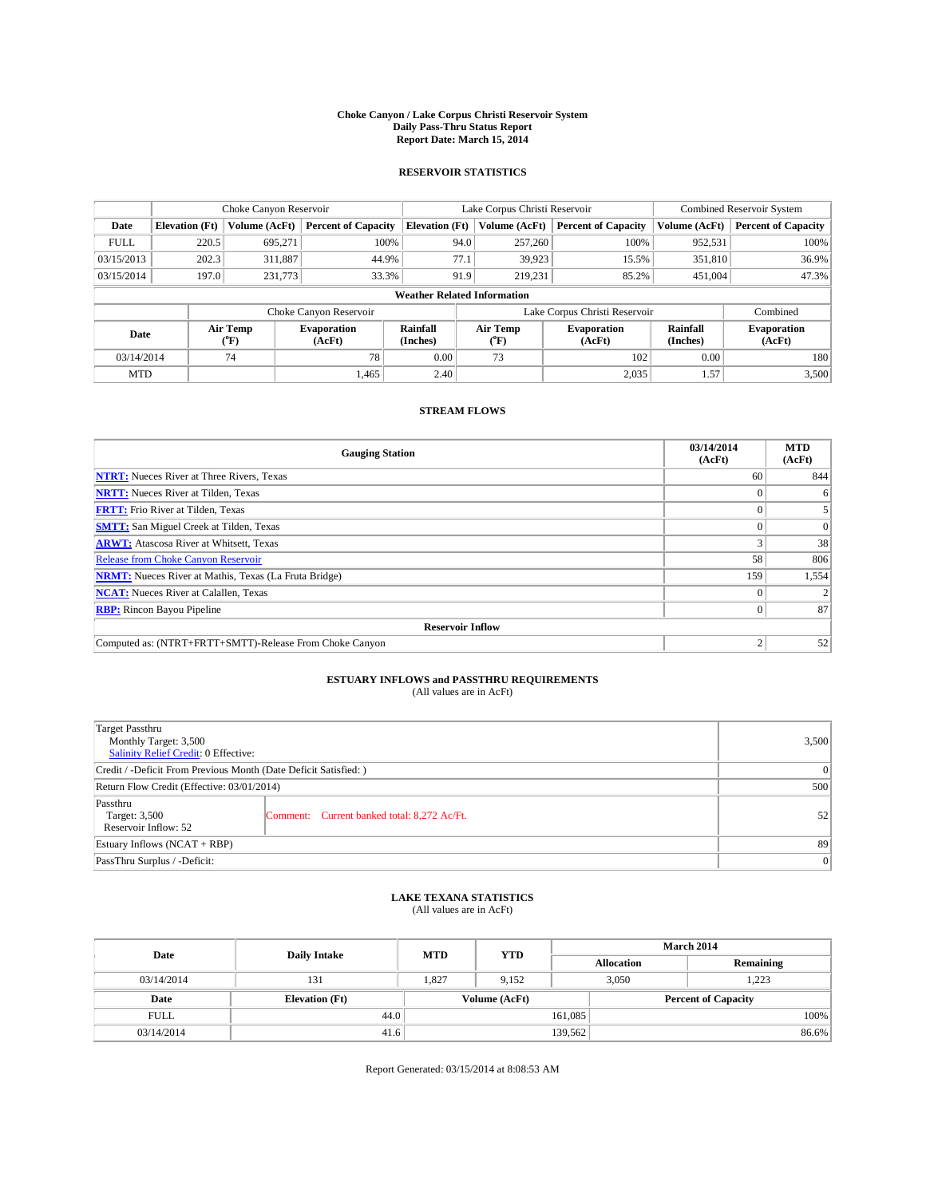**Choke Canyon / Lake Corpus Christi Reservoir System**
**Daily Pass-Thru Status Report**
**Report Date: March 15, 2014**

### RESERVOIR STATISTICS

| | Choke Canyon Reservoir | | | Lake Corpus Christi Reservoir | | | Combined Reservoir System | |
|---|---|---|---|---|---|---|---|---|
| **Date** | **Elevation (Ft)** | **Volume (AcFt)** | **Percent of Capacity** | **Elevation (Ft)** | **Volume (AcFt)** | **Percent of Capacity** | **Volume (AcFt)** | **Percent of Capacity** |
| FULL | 220.5 | 695,271 | 100% | 94.0 | 257,260 | 100% | 952,531 | 100% |
| 03/15/2013 | 202.3 | 311,887 | 44.9% | 77.1 | 39,923 | 15.5% | 351,810 | 36.9% |
| 03/15/2014 | 197.0 | 231,773 | 33.3% | 91.9 | 219,231 | 85.2% | 451,004 | 47.3% |

**Weather Related Information**

| | Choke Canyon Reservoir | | | Lake Corpus Christi Reservoir | | | Combined |
|---|---|---|---|---|---|---|---|
| **Date** | **Air Temp (°F)** | **Evaporation (AcFt)** | **Rainfall (Inches)** | **Air Temp (°F)** | **Evaporation (AcFt)** | **Rainfall (Inches)** | **Evaporation (AcFt)** |
| 03/14/2014 | 74 | 78 | 0.00 | 73 | 102 | 0.00 | 180 |
| MTD | | 1,465 | 2.40 | | 2,035 | 1.57 | 3,500 |

### STREAM FLOWS

| Gauging Station | 03/14/2014 (AcFt) | MTD (AcFt) |
|---|---|---|
| **NTRT:** Nueces River at Three Rivers, Texas | 60 | 844 |
| **NRTT:** Nueces River at Tilden, Texas | 0 | 6 |
| **FRTT:** Frio River at Tilden, Texas | 0 | 5 |
| **SMTT:** San Miguel Creek at Tilden, Texas | 0 | 0 |
| **ARWT:** Atascosa River at Whitsett, Texas | 3 | 38 |
| Release from Choke Canyon Reservoir | 58 | 806 |
| **NRMT:** Nueces River at Mathis, Texas (La Fruta Bridge) | 159 | 1,554 |
| **NCAT:** Nueces River at Calallen, Texas | 0 | 2 |
| **RBP:** Rincon Bayou Pipeline | 0 | 87 |
| **Reservoir Inflow** | | |
| Computed as: (NTRT+FRTT+SMTT)-Release From Choke Canyon | 2 | 52 |

### ESTUARY INFLOWS and PASSTHRU REQUIREMENTS
(All values are in AcFt)

| | | |
|---|---|---|
| Target Passthru<br>Monthly Target: 3,500<br>Salinity Relief Credit: 0 Effective: | | 3,500 |
| Credit / -Deficit From Previous Month (Date Deficit Satisfied: ) | | 0 |
| Return Flow Credit (Effective: 03/01/2014) | | 500 |
| Passthru<br>Target: 3,500<br>Reservoir Inflow: 52 | Comment: Current banked total: 8,272 Ac/Ft. | 52 |
| Estuary Inflows (NCAT + RBP) | | 89 |
| PassThru Surplus / -Deficit: | | 0 |

### LAKE TEXANA STATISTICS
(All values are in AcFt)

| Date | Daily Intake | MTD | YTD | March 2014 Allocation | March 2014 Remaining |
|---|---|---|---|---|---|
| 03/14/2014 | 131 | 1,827 | 9,152 | 3,050 | 1,223 |

| Date | Elevation (Ft) | Volume (AcFt) | Percent of Capacity |
|---|---|---|---|
| FULL | 44.0 | 161,085 | 100% |
| 03/14/2014 | 41.6 | 139,562 | 86.6% |

Report Generated: 03/15/2014 at 8:08:53 AM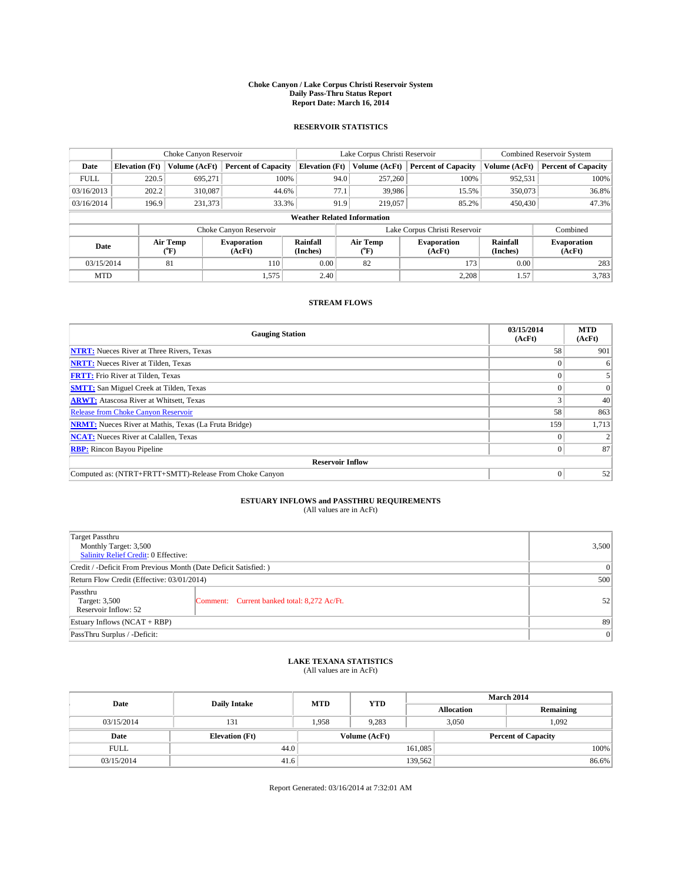**Choke Canyon / Lake Corpus Christi Reservoir System**
**Daily Pass-Thru Status Report**
**Report Date: March 16, 2014**

## RESERVOIR STATISTICS

| | Choke Canyon Reservoir | | | Lake Corpus Christi Reservoir | | | Combined Reservoir System | |
|---|---|---|---|---|---|---|---|---|
| **Date** | **Elevation (Ft)** | **Volume (AcFt)** | **Percent of Capacity** | **Elevation (Ft)** | **Volume (AcFt)** | **Percent of Capacity** | **Volume (AcFt)** | **Percent of Capacity** |
| FULL | 220.5 | 695,271 | 100% | 94.0 | 257,260 | 100% | 952,531 | 100% |
| 03/16/2013 | 202.2 | 310,087 | 44.6% | 77.1 | 39,986 | 15.5% | 350,073 | 36.8% |
| 03/16/2014 | 196.9 | 231,373 | 33.3% | 91.9 | 219,057 | 85.2% | 450,430 | 47.3% |

**Weather Related Information**

| | Choke Canyon Reservoir | | | Lake Corpus Christi Reservoir | | | Combined |
|---|---|---|---|---|---|---|---|
| **Date** | **Air Temp (°F)** | **Evaporation (AcFt)** | **Rainfall (Inches)** | **Air Temp (°F)** | **Evaporation (AcFt)** | **Rainfall (Inches)** | **Evaporation (AcFt)** |
| 03/15/2014 | 81 | 110 | 0.00 | 82 | 173 | 0.00 | 283 |
| MTD | | 1,575 | 2.40 | | 2,208 | 1.57 | 3,783 |

## STREAM FLOWS

| Gauging Station | 03/15/2014 (AcFt) | MTD (AcFt) |
|---|---|---|
| **NTRT:** Nueces River at Three Rivers, Texas | 58 | 901 |
| **NRTT:** Nueces River at Tilden, Texas | 0 | 6 |
| **FRTT:** Frio River at Tilden, Texas | 0 | 5 |
| **SMTT:** San Miguel Creek at Tilden, Texas | 0 | 0 |
| **ARWT:** Atascosa River at Whitsett, Texas | 3 | 40 |
| Release from Choke Canyon Reservoir | 58 | 863 |
| **NRMT:** Nueces River at Mathis, Texas (La Fruta Bridge) | 159 | 1,713 |
| **NCAT:** Nueces River at Calallen, Texas | 0 | 2 |
| **RBP:** Rincon Bayou Pipeline | 0 | 87 |
| **Reservoir Inflow** | | |
| Computed as: (NTRT+FRTT+SMTT)-Release From Choke Canyon | 0 | 52 |

## ESTUARY INFLOWS and PASSTHRU REQUIREMENTS

(All values are in AcFt)

| | | |
|---|---|---|
| Target Passthru<br>Monthly Target: 3,500<br>Salinity Relief Credit: 0 Effective: | | 3,500 |
| Credit / -Deficit From Previous Month (Date Deficit Satisfied: ) | | 0 |
| Return Flow Credit (Effective: 03/01/2014) | | 500 |
| Passthru<br>Target: 3,500<br>Reservoir Inflow: 52 | Comment: Current banked total: 8,272 Ac/Ft. | 52 |
| Estuary Inflows (NCAT + RBP) | | 89 |
| PassThru Surplus / -Deficit: | | 0 |

## LAKE TEXANA STATISTICS

(All values are in AcFt)

| Date | Daily Intake | MTD | YTD | March 2014 Allocation | March 2014 Remaining |
|---|---|---|---|---|---|
| 03/15/2014 | 131 | 1,958 | 9,283 | 3,050 | 1,092 |

| Date | Elevation (Ft) | Volume (AcFt) | Percent of Capacity |
|---|---|---|---|
| FULL | 44.0 | 161,085 | 100% |
| 03/15/2014 | 41.6 | 139,562 | 86.6% |

Report Generated: 03/16/2014 at 7:32:01 AM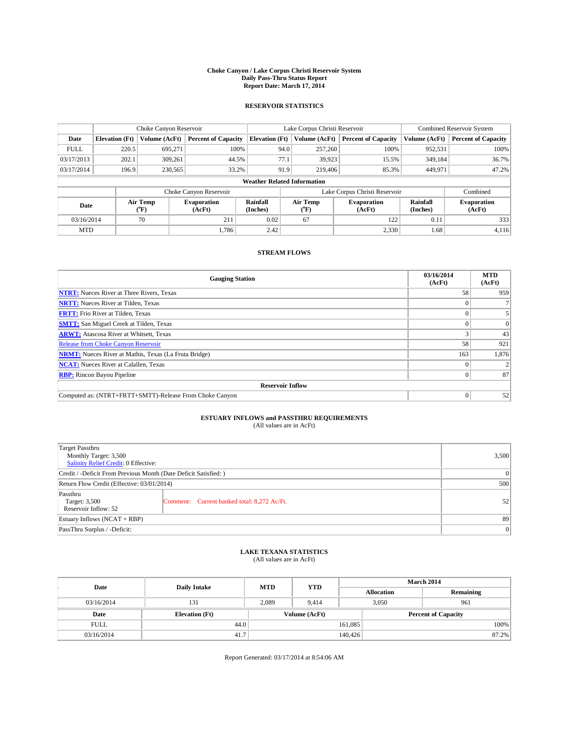# Choke Canyon / Lake Corpus Christi Reservoir System
## Daily Pass-Thru Status Report
## Report Date: March 17, 2014

### RESERVOIR STATISTICS

| | Choke Canyon Reservoir | | | Lake Corpus Christi Reservoir | | | Combined Reservoir System | |
|---|---|---|---|---|---|---|---|---|
| Date | Elevation (Ft) | Volume (AcFt) | Percent of Capacity | Elevation (Ft) | Volume (AcFt) | Percent of Capacity | Volume (AcFt) | Percent of Capacity |
| FULL | 220.5 | 695,271 | 100% | 94.0 | 257,260 | 100% | 952,531 | 100% |
| 03/17/2013 | 202.1 | 309,261 | 44.5% | 77.1 | 39,923 | 15.5% | 349,184 | 36.7% |
| 03/17/2014 | 196.9 | 230,565 | 33.2% | 91.9 | 219,406 | 85.3% | 449,971 | 47.2% |

**Weather Related Information**

| | Choke Canyon Reservoir | | | Lake Corpus Christi Reservoir | | | Combined |
|---|---|---|---|---|---|---|---|
| Date | Air Temp (°F) | Evaporation (AcFt) | Rainfall (Inches) | Air Temp (°F) | Evaporation (AcFt) | Rainfall (Inches) | Evaporation (AcFt) |
| 03/16/2014 | 70 | 211 | 0.02 | 67 | 122 | 0.11 | 333 |
| MTD | | 1,786 | 2.42 | | 2,330 | 1.68 | 4,116 |

### STREAM FLOWS

| Gauging Station | 03/16/2014 (AcFt) | MTD (AcFt) |
|---|---|---|
| NTRT: Nueces River at Three Rivers, Texas | 58 | 959 |
| NRTT: Nueces River at Tilden, Texas | 0 | 7 |
| FRTT: Frio River at Tilden, Texas | 0 | 5 |
| SMTT: San Miguel Creek at Tilden, Texas | 0 | 0 |
| ARWT: Atascosa River at Whitsett, Texas | 3 | 43 |
| Release from Choke Canyon Reservoir | 58 | 921 |
| NRMT: Nueces River at Mathis, Texas (La Fruta Bridge) | 163 | 1,876 |
| NCAT: Nueces River at Calallen, Texas | 0 | 2 |
| RBP: Rincon Bayou Pipeline | 0 | 87 |
| **Reservoir Inflow** | | |
| Computed as: (NTRT+FRTT+SMTT)-Release From Choke Canyon | 0 | 52 |

### ESTUARY INFLOWS and PASSTHRU REQUIREMENTS
(All values are in AcFt)

| | | |
|---|---|---|
| Target Passthru<br>Monthly Target: 3,500<br>Salinity Relief Credit: 0 Effective: | | 3,500 |
| Credit / -Deficit From Previous Month (Date Deficit Satisfied: ) | | 0 |
| Return Flow Credit (Effective: 03/01/2014) | | 500 |
| Passthru<br>Target: 3,500<br>Reservoir Inflow: 52 | Comment: Current banked total: 8,272 Ac/Ft. | 52 |
| Estuary Inflows (NCAT + RBP) | | 89 |
| PassThru Surplus / -Deficit: | | 0 |

### LAKE TEXANA STATISTICS
(All values are in AcFt)

| Date | Daily Intake | MTD | YTD | March 2014 Allocation | March 2014 Remaining |
|---|---|---|---|---|---|
| 03/16/2014 | 131 | 2,089 | 9,414 | 3,050 | 961 |

| Date | Elevation (Ft) | Volume (AcFt) | Percent of Capacity |
|---|---|---|---|
| FULL | 44.0 | 161,085 | 100% |
| 03/16/2014 | 41.7 | 140,426 | 87.2% |

Report Generated: 03/17/2014 at 8:54:06 AM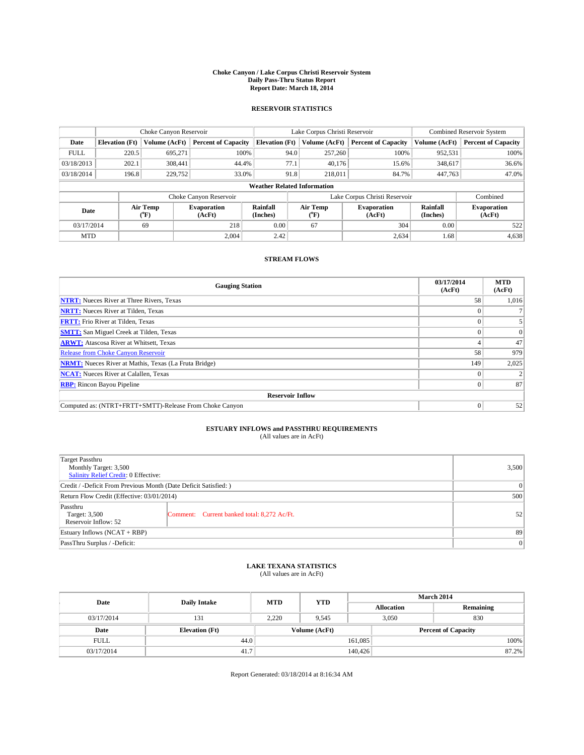**Choke Canyon / Lake Corpus Christi Reservoir System**
**Daily Pass-Thru Status Report**
**Report Date: March 18, 2014**

## RESERVOIR STATISTICS

| | Choke Canyon Reservoir | | | Lake Corpus Christi Reservoir | | | Combined Reservoir System | |
|---|---|---|---|---|---|---|---|---|
| Date | Elevation (Ft) | Volume (AcFt) | Percent of Capacity | Elevation (Ft) | Volume (AcFt) | Percent of Capacity | Volume (AcFt) | Percent of Capacity |
| FULL | 220.5 | 695,271 | 100% | 94.0 | 257,260 | 100% | 952,531 | 100% |
| 03/18/2013 | 202.1 | 308,441 | 44.4% | 77.1 | 40,176 | 15.6% | 348,617 | 36.6% |
| 03/18/2014 | 196.8 | 229,752 | 33.0% | 91.8 | 218,011 | 84.7% | 447,763 | 47.0% |

**Weather Related Information**

| | Choke Canyon Reservoir | | | Lake Corpus Christi Reservoir | | | Combined |
|---|---|---|---|---|---|---|---|
| Date | Air Temp (°F) | Evaporation (AcFt) | Rainfall (Inches) | Air Temp (°F) | Evaporation (AcFt) | Rainfall (Inches) | Evaporation (AcFt) |
| 03/17/2014 | 69 | 218 | 0.00 | 67 | 304 | 0.00 | 522 |
| MTD | | 2,004 | 2.42 | | 2,634 | 1.68 | 4,638 |

## STREAM FLOWS

| Gauging Station | 03/17/2014 (AcFt) | MTD (AcFt) |
|---|---|---|
| **NTRT:** Nueces River at Three Rivers, Texas | 58 | 1,016 |
| **NRTT:** Nueces River at Tilden, Texas | 0 | 7 |
| **FRTT:** Frio River at Tilden, Texas | 0 | 5 |
| **SMTT:** San Miguel Creek at Tilden, Texas | 0 | 0 |
| **ARWT:** Atascosa River at Whitsett, Texas | 4 | 47 |
| Release from Choke Canyon Reservoir | 58 | 979 |
| **NRMT:** Nueces River at Mathis, Texas (La Fruta Bridge) | 149 | 2,025 |
| **NCAT:** Nueces River at Calallen, Texas | 0 | 2 |
| **RBP:** Rincon Bayou Pipeline | 0 | 87 |
| **Reservoir Inflow** | | |
| Computed as: (NTRT+FRTT+SMTT)-Release From Choke Canyon | 0 | 52 |

## ESTUARY INFLOWS and PASSTHRU REQUIREMENTS

(All values are in AcFt)

| Item | Comment | Value |
|---|---|---|
| Target Passthru<br>Monthly Target: 3,500<br>Salinity Relief Credit: 0 Effective: | | 3,500 |
| Credit / -Deficit From Previous Month (Date Deficit Satisfied: ) | | 0 |
| Return Flow Credit (Effective: 03/01/2014) | | 500 |
| Passthru<br>Target: 3,500<br>Reservoir Inflow: 52 | Comment: Current banked total: 8,272 Ac/Ft. | 52 |
| Estuary Inflows (NCAT + RBP) | | 89 |
| PassThru Surplus / -Deficit: | | 0 |

## LAKE TEXANA STATISTICS

(All values are in AcFt)

| Date | Daily Intake | MTD | YTD | March 2014 Allocation | March 2014 Remaining |
|---|---|---|---|---|---|
| 03/17/2014 | 131 | 2,220 | 9,545 | 3,050 | 830 |

| Date | Elevation (Ft) | Volume (AcFt) | Percent of Capacity |
|---|---|---|---|
| FULL | 44.0 | 161,085 | 100% |
| 03/17/2014 | 41.7 | 140,426 | 87.2% |

Report Generated: 03/18/2014 at 8:16:34 AM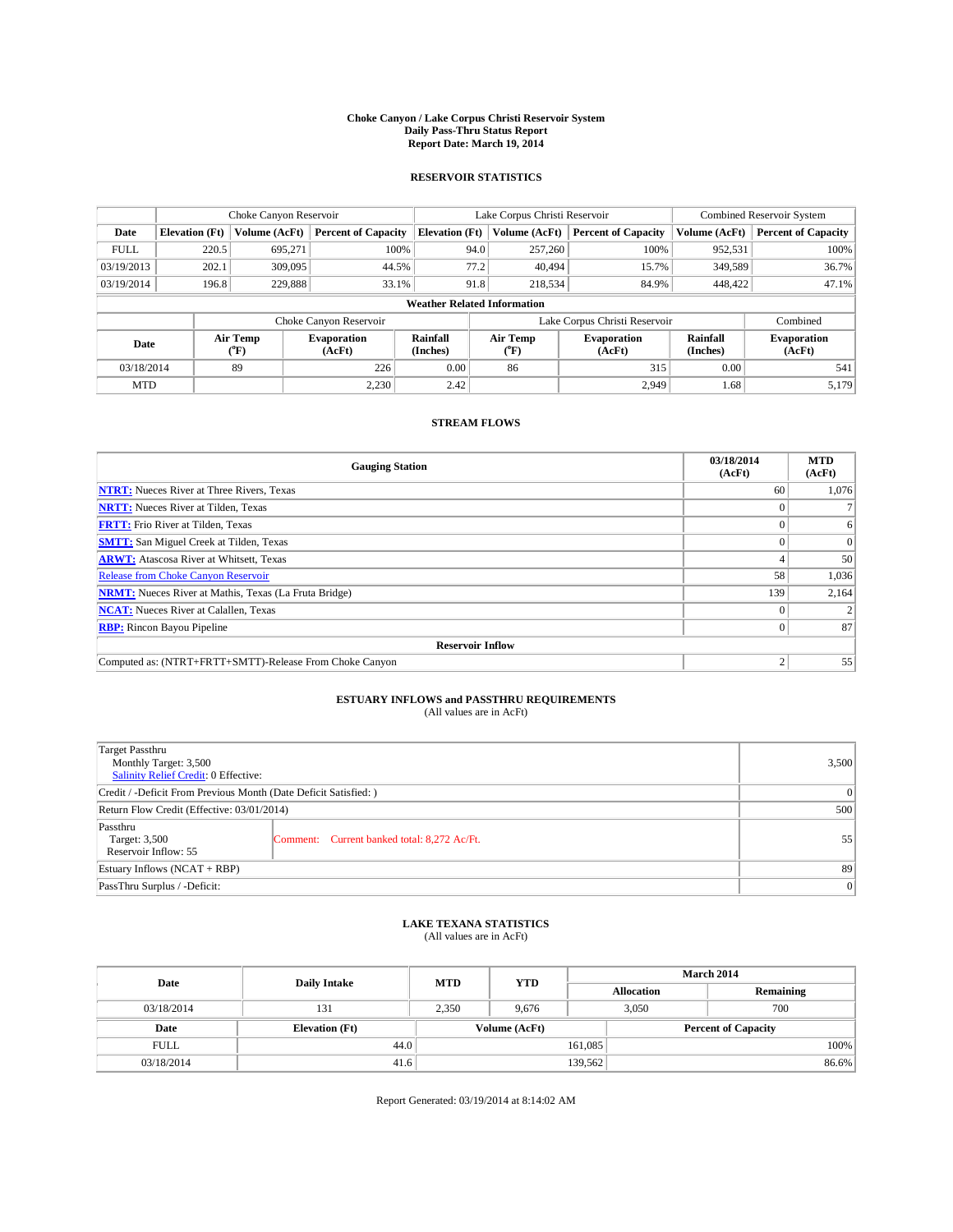**Choke Canyon / Lake Corpus Christi Reservoir System**
**Daily Pass-Thru Status Report**
**Report Date: March 19, 2014**

### RESERVOIR STATISTICS

| | Choke Canyon Reservoir | | | Lake Corpus Christi Reservoir | | | Combined Reservoir System | |
|---|---|---|---|---|---|---|---|---|
| **Date** | **Elevation (Ft)** | **Volume (AcFt)** | **Percent of Capacity** | **Elevation (Ft)** | **Volume (AcFt)** | **Percent of Capacity** | **Volume (AcFt)** | **Percent of Capacity** |
| FULL | 220.5 | 695,271 | 100% | 94.0 | 257,260 | 100% | 952,531 | 100% |
| 03/19/2013 | 202.1 | 309,095 | 44.5% | 77.2 | 40,494 | 15.7% | 349,589 | 36.7% |
| 03/19/2014 | 196.8 | 229,888 | 33.1% | 91.8 | 218,534 | 84.9% | 448,422 | 47.1% |

**Weather Related Information**

| | Choke Canyon Reservoir | | | Lake Corpus Christi Reservoir | | | Combined |
|---|---|---|---|---|---|---|---|
| **Date** | **Air Temp (°F)** | **Evaporation (AcFt)** | **Rainfall (Inches)** | **Air Temp (°F)** | **Evaporation (AcFt)** | **Rainfall (Inches)** | **Evaporation (AcFt)** |
| 03/18/2014 | 89 | 226 | 0.00 | 86 | 315 | 0.00 | 541 |
| MTD | | 2,230 | 2.42 | | 2,949 | 1.68 | 5,179 |

### STREAM FLOWS

| Gauging Station | 03/18/2014 (AcFt) | MTD (AcFt) |
|---|---|---|
| **NTRT:** Nueces River at Three Rivers, Texas | 60 | 1,076 |
| **NRTT:** Nueces River at Tilden, Texas | 0 | 7 |
| **FRTT:** Frio River at Tilden, Texas | 0 | 6 |
| **SMTT:** San Miguel Creek at Tilden, Texas | 0 | 0 |
| **ARWT:** Atascosa River at Whitsett, Texas | 4 | 50 |
| Release from Choke Canyon Reservoir | 58 | 1,036 |
| **NRMT:** Nueces River at Mathis, Texas (La Fruta Bridge) | 139 | 2,164 |
| **NCAT:** Nueces River at Calallen, Texas | 0 | 2 |
| **RBP:** Rincon Bayou Pipeline | 0 | 87 |
| **Reservoir Inflow** | | |
| Computed as: (NTRT+FRTT+SMTT)-Release From Choke Canyon | 2 | 55 |

### ESTUARY INFLOWS and PASSTHRU REQUIREMENTS
(All values are in AcFt)

| | | |
|---|---|---|
| Target Passthru<br>Monthly Target: 3,500<br>Salinity Relief Credit: 0 Effective: | | 3,500 |
| Credit / -Deficit From Previous Month (Date Deficit Satisfied: ) | | 0 |
| Return Flow Credit (Effective: 03/01/2014) | | 500 |
| Passthru<br>Target: 3,500<br>Reservoir Inflow: 55 | Comment: Current banked total: 8,272 Ac/Ft. | 55 |
| Estuary Inflows (NCAT + RBP) | | 89 |
| PassThru Surplus / -Deficit: | | 0 |

### LAKE TEXANA STATISTICS
(All values are in AcFt)

| Date | Daily Intake | MTD | YTD | March 2014 Allocation | March 2014 Remaining |
|---|---|---|---|---|---|
| 03/18/2014 | 131 | 2,350 | 9,676 | 3,050 | 700 |

| Date | Elevation (Ft) | Volume (AcFt) | Percent of Capacity |
|---|---|---|---|
| FULL | 44.0 | 161,085 | 100% |
| 03/18/2014 | 41.6 | 139,562 | 86.6% |

Report Generated: 03/19/2014 at 8:14:02 AM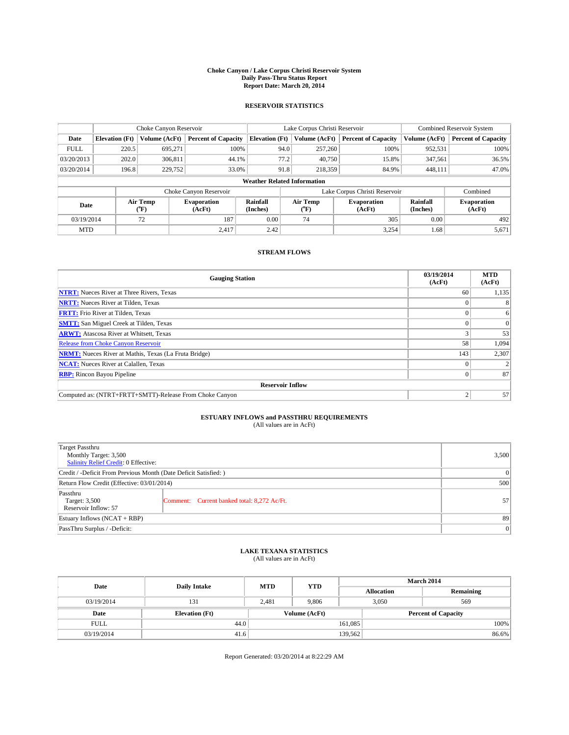**Choke Canyon / Lake Corpus Christi Reservoir System**
**Daily Pass-Thru Status Report**
**Report Date: March 20, 2014**

### RESERVOIR STATISTICS

| | Choke Canyon Reservoir | | | Lake Corpus Christi Reservoir | | | Combined Reservoir System | |
|---|---|---|---|---|---|---|---|---|
| Date | Elevation (Ft) | Volume (AcFt) | Percent of Capacity | Elevation (Ft) | Volume (AcFt) | Percent of Capacity | Volume (AcFt) | Percent of Capacity |
| FULL | 220.5 | 695,271 | 100% | 94.0 | 257,260 | 100% | 952,531 | 100% |
| 03/20/2013 | 202.0 | 306,811 | 44.1% | 77.2 | 40,750 | 15.8% | 347,561 | 36.5% |
| 03/20/2014 | 196.8 | 229,752 | 33.0% | 91.8 | 218,359 | 84.9% | 448,111 | 47.0% |

**Weather Related Information**

| | Choke Canyon Reservoir | | | Lake Corpus Christi Reservoir | | | Combined |
|---|---|---|---|---|---|---|---|
| Date | Air Temp (°F) | Evaporation (AcFt) | Rainfall (Inches) | Air Temp (°F) | Evaporation (AcFt) | Rainfall (Inches) | Evaporation (AcFt) |
| 03/19/2014 | 72 | 187 | 0.00 | 74 | 305 | 0.00 | 492 |
| MTD | | 2,417 | 2.42 | | 3,254 | 1.68 | 5,671 |

### STREAM FLOWS

| Gauging Station | 03/19/2014 (AcFt) | MTD (AcFt) |
|---|---|---|
| NTRT: Nueces River at Three Rivers, Texas | 60 | 1,135 |
| NRTT: Nueces River at Tilden, Texas | 0 | 8 |
| FRTT: Frio River at Tilden, Texas | 0 | 6 |
| SMTT: San Miguel Creek at Tilden, Texas | 0 | 0 |
| ARWT: Atascosa River at Whitsett, Texas | 3 | 53 |
| Release from Choke Canyon Reservoir | 58 | 1,094 |
| NRMT: Nueces River at Mathis, Texas (La Fruta Bridge) | 143 | 2,307 |
| NCAT: Nueces River at Calallen, Texas | 0 | 2 |
| RBP: Rincon Bayou Pipeline | 0 | 87 |
| **Reservoir Inflow** | | |
| Computed as: (NTRT+FRTT+SMTT)-Release From Choke Canyon | 2 | 57 |

### ESTUARY INFLOWS and PASSTHRU REQUIREMENTS
(All values are in AcFt)

| | | |
|---|---|---|
| Target Passthru<br>Monthly Target: 3,500<br>Salinity Relief Credit: 0 Effective: | | 3,500 |
| Credit / -Deficit From Previous Month (Date Deficit Satisfied: ) | | 0 |
| Return Flow Credit (Effective: 03/01/2014) | | 500 |
| Passthru<br>Target: 3,500<br>Reservoir Inflow: 57 | Comment: Current banked total: 8,272 Ac/Ft. | 57 |
| Estuary Inflows (NCAT + RBP) | | 89 |
| PassThru Surplus / -Deficit: | | 0 |

### LAKE TEXANA STATISTICS
(All values are in AcFt)

| Date | Daily Intake | MTD | YTD | March 2014 Allocation | March 2014 Remaining |
|---|---|---|---|---|---|
| 03/19/2014 | 131 | 2,481 | 9,806 | 3,050 | 569 |

| Date | Elevation (Ft) | Volume (AcFt) | Percent of Capacity |
|---|---|---|---|
| FULL | 44.0 | 161,085 | 100% |
| 03/19/2014 | 41.6 | 139,562 | 86.6% |

Report Generated: 03/20/2014 at 8:22:29 AM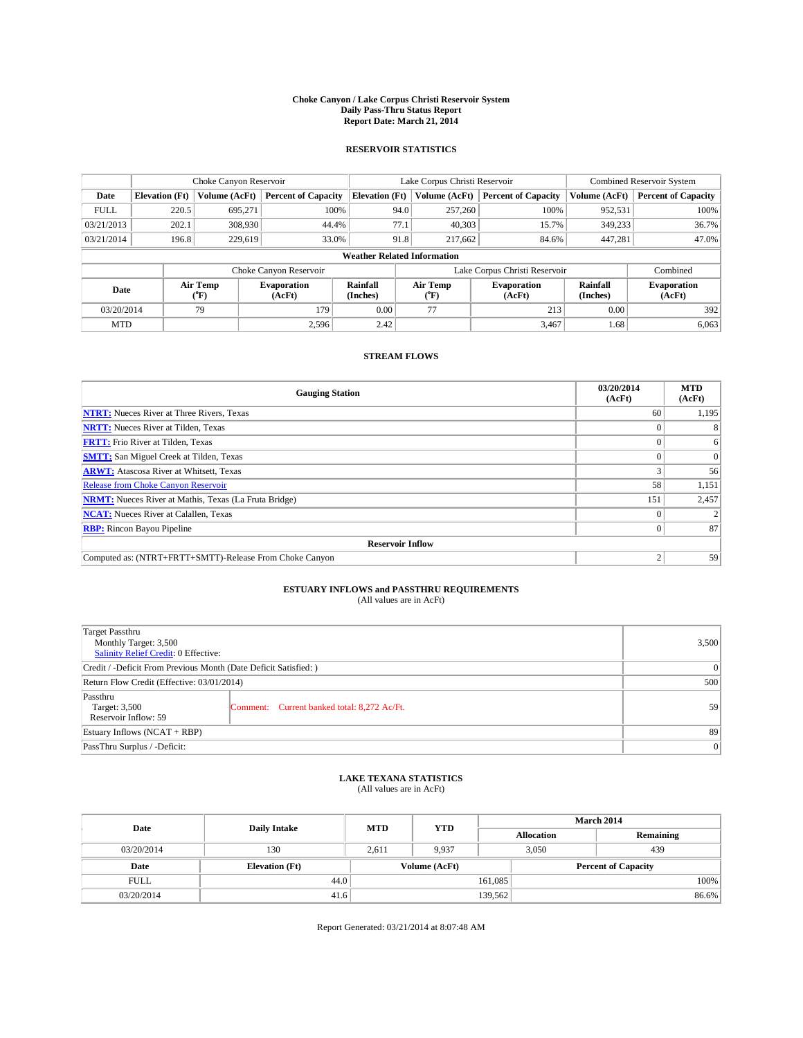# Choke Canyon / Lake Corpus Christi Reservoir System
## Daily Pass-Thru Status Report
## Report Date: March 21, 2014

### RESERVOIR STATISTICS

| | Choke Canyon Reservoir | | | Lake Corpus Christi Reservoir | | | Combined Reservoir System | |
|---|---|---|---|---|---|---|---|---|
| Date | Elevation (Ft) | Volume (AcFt) | Percent of Capacity | Elevation (Ft) | Volume (AcFt) | Percent of Capacity | Volume (AcFt) | Percent of Capacity |
| FULL | 220.5 | 695,271 | 100% | 94.0 | 257,260 | 100% | 952,531 | 100% |
| 03/21/2013 | 202.1 | 308,930 | 44.4% | 77.1 | 40,303 | 15.7% | 349,233 | 36.7% |
| 03/21/2014 | 196.8 | 229,619 | 33.0% | 91.8 | 217,662 | 84.6% | 447,281 | 47.0% |

**Weather Related Information**

| | Choke Canyon Reservoir | | | Lake Corpus Christi Reservoir | | | Combined |
|---|---|---|---|---|---|---|---|
| Date | Air Temp (°F) | Evaporation (AcFt) | Rainfall (Inches) | Air Temp (°F) | Evaporation (AcFt) | Rainfall (Inches) | Evaporation (AcFt) |
| 03/20/2014 | 79 | 179 | 0.00 | 77 | 213 | 0.00 | 392 |
| MTD | | 2,596 | 2.42 | | 3,467 | 1.68 | 6,063 |

### STREAM FLOWS

| Gauging Station | 03/20/2014 (AcFt) | MTD (AcFt) |
|---|---|---|
| **NTRT:** Nueces River at Three Rivers, Texas | 60 | 1,195 |
| **NRTT:** Nueces River at Tilden, Texas | 0 | 8 |
| **FRTT:** Frio River at Tilden, Texas | 0 | 6 |
| **SMTT:** San Miguel Creek at Tilden, Texas | 0 | 0 |
| **ARWT:** Atascosa River at Whitsett, Texas | 3 | 56 |
| Release from Choke Canyon Reservoir | 58 | 1,151 |
| **NRMT:** Nueces River at Mathis, Texas (La Fruta Bridge) | 151 | 2,457 |
| **NCAT:** Nueces River at Calallen, Texas | 0 | 2 |
| **RBP:** Rincon Bayou Pipeline | 0 | 87 |
| **Reservoir Inflow** | | |
| Computed as: (NTRT+FRTT+SMTT)-Release From Choke Canyon | 2 | 59 |

### ESTUARY INFLOWS and PASSTHRU REQUIREMENTS
(All values are in AcFt)

| | | |
|---|---|---|
| Target Passthru<br>Monthly Target: 3,500<br>Salinity Relief Credit: 0 Effective: | | 3,500 |
| Credit / -Deficit From Previous Month (Date Deficit Satisfied: ) | | 0 |
| Return Flow Credit (Effective: 03/01/2014) | | 500 |
| Passthru<br>Target: 3,500<br>Reservoir Inflow: 59 | Comment: Current banked total: 8,272 Ac/Ft. | 59 |
| Estuary Inflows (NCAT + RBP) | | 89 |
| PassThru Surplus / -Deficit: | | 0 |

### LAKE TEXANA STATISTICS
(All values are in AcFt)

| Date | Daily Intake | MTD | YTD | March 2014 Allocation | March 2014 Remaining |
|---|---|---|---|---|---|
| 03/20/2014 | 130 | 2,611 | 9,937 | 3,050 | 439 |

| Date | Elevation (Ft) | Volume (AcFt) | Percent of Capacity |
|---|---|---|---|
| FULL | 44.0 | 161,085 | 100% |
| 03/20/2014 | 41.6 | 139,562 | 86.6% |

Report Generated: 03/21/2014 at 8:07:48 AM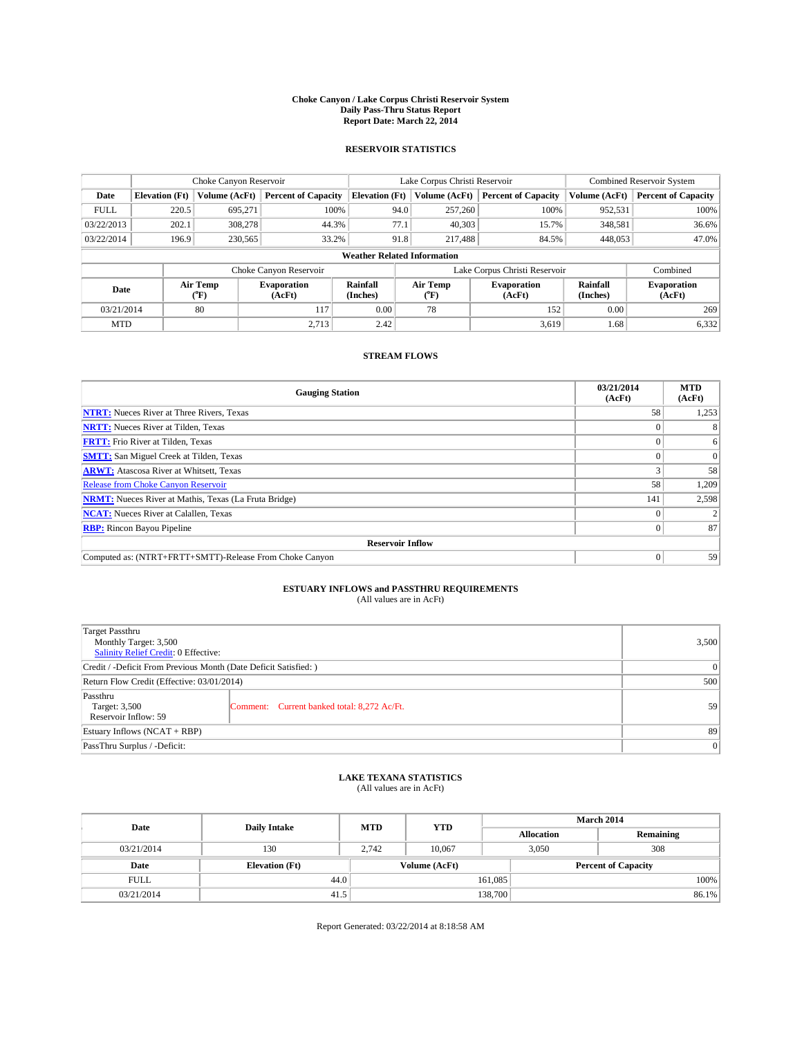**Choke Canyon / Lake Corpus Christi Reservoir System**
**Daily Pass-Thru Status Report**
**Report Date: March 22, 2014**

## RESERVOIR STATISTICS

| | Choke Canyon Reservoir | | | Lake Corpus Christi Reservoir | | | Combined Reservoir System | |
|---|---|---|---|---|---|---|---|---|
| Date | Elevation (Ft) | Volume (AcFt) | Percent of Capacity | Elevation (Ft) | Volume (AcFt) | Percent of Capacity | Volume (AcFt) | Percent of Capacity |
| FULL | 220.5 | 695,271 | 100% | 94.0 | 257,260 | 100% | 952,531 | 100% |
| 03/22/2013 | 202.1 | 308,278 | 44.3% | 77.1 | 40,303 | 15.7% | 348,581 | 36.6% |
| 03/22/2014 | 196.9 | 230,565 | 33.2% | 91.8 | 217,488 | 84.5% | 448,053 | 47.0% |

**Weather Related Information**

| | Choke Canyon Reservoir | | | Lake Corpus Christi Reservoir | | | Combined |
|---|---|---|---|---|---|---|---|
| Date | Air Temp (°F) | Evaporation (AcFt) | Rainfall (Inches) | Air Temp (°F) | Evaporation (AcFt) | Rainfall (Inches) | Evaporation (AcFt) |
| 03/21/2014 | 80 | 117 | 0.00 | 78 | 152 | 0.00 | 269 |
| MTD | | 2,713 | 2.42 | | 3,619 | 1.68 | 6,332 |

## STREAM FLOWS

| Gauging Station | 03/21/2014 (AcFt) | MTD (AcFt) |
|---|---|---|
| **NTRT:** Nueces River at Three Rivers, Texas | 58 | 1,253 |
| **NRTT:** Nueces River at Tilden, Texas | 0 | 8 |
| **FRTT:** Frio River at Tilden, Texas | 0 | 6 |
| **SMTT:** San Miguel Creek at Tilden, Texas | 0 | 0 |
| **ARWT:** Atascosa River at Whitsett, Texas | 3 | 58 |
| Release from Choke Canyon Reservoir | 58 | 1,209 |
| **NRMT:** Nueces River at Mathis, Texas (La Fruta Bridge) | 141 | 2,598 |
| **NCAT:** Nueces River at Calallen, Texas | 0 | 2 |
| **RBP:** Rincon Bayou Pipeline | 0 | 87 |
| **Reservoir Inflow** | | |
| Computed as: (NTRT+FRTT+SMTT)-Release From Choke Canyon | 0 | 59 |

## ESTUARY INFLOWS and PASSTHRU REQUIREMENTS

(All values are in AcFt)

| | | |
|---|---|---|
| Target Passthru<br>Monthly Target: 3,500<br>Salinity Relief Credit: 0 Effective: | | 3,500 |
| Credit / -Deficit From Previous Month (Date Deficit Satisfied: ) | | 0 |
| Return Flow Credit (Effective: 03/01/2014) | | 500 |
| Passthru<br>Target: 3,500<br>Reservoir Inflow: 59 | Comment: Current banked total: 8,272 Ac/Ft. | 59 |
| Estuary Inflows (NCAT + RBP) | | 89 |
| PassThru Surplus / -Deficit: | | 0 |

## LAKE TEXANA STATISTICS

(All values are in AcFt)

| Date | Daily Intake | MTD | YTD | March 2014 Allocation | March 2014 Remaining |
|---|---|---|---|---|---|
| 03/21/2014 | 130 | 2,742 | 10,067 | 3,050 | 308 |

| Date | Elevation (Ft) | Volume (AcFt) | Percent of Capacity |
|---|---|---|---|
| FULL | 44.0 | 161,085 | 100% |
| 03/21/2014 | 41.5 | 138,700 | 86.1% |

Report Generated: 03/22/2014 at 8:18:58 AM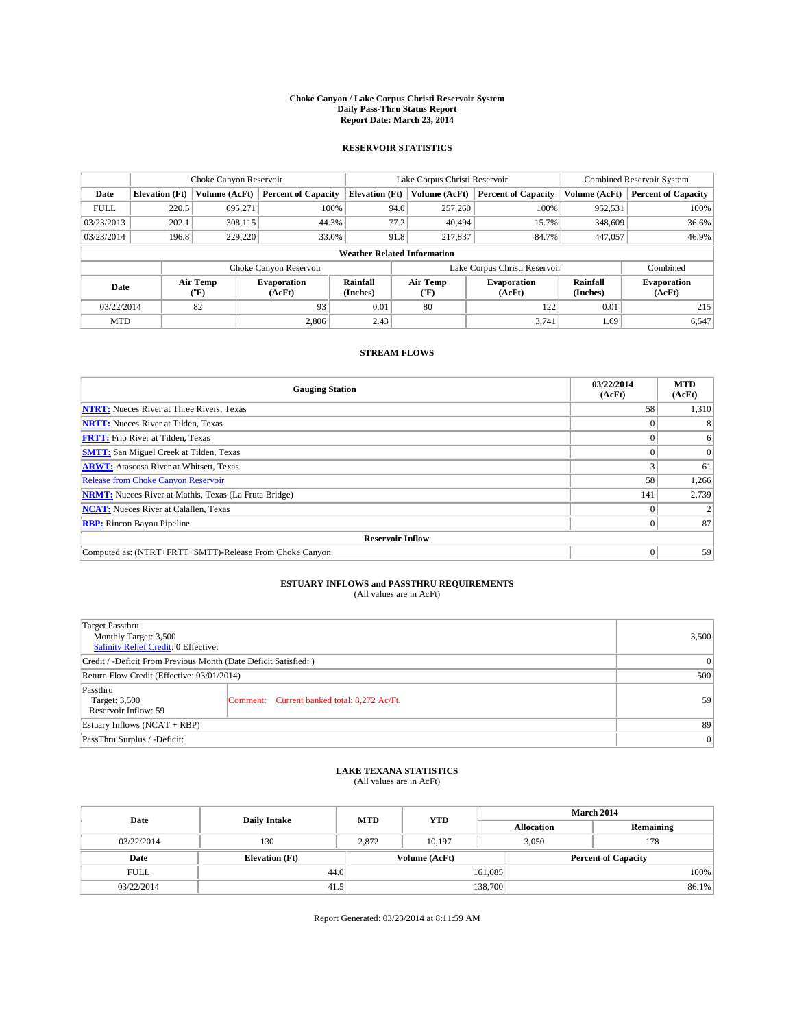**Choke Canyon / Lake Corpus Christi Reservoir System**
**Daily Pass-Thru Status Report**
**Report Date: March 23, 2014**

## RESERVOIR STATISTICS

| | Choke Canyon Reservoir | | | Lake Corpus Christi Reservoir | | | Combined Reservoir System | |
|---|---|---|---|---|---|---|---|---|
| Date | Elevation (Ft) | Volume (AcFt) | Percent of Capacity | Elevation (Ft) | Volume (AcFt) | Percent of Capacity | Volume (AcFt) | Percent of Capacity |
| FULL | 220.5 | 695,271 | 100% | 94.0 | 257,260 | 100% | 952,531 | 100% |
| 03/23/2013 | 202.1 | 308,115 | 44.3% | 77.2 | 40,494 | 15.7% | 348,609 | 36.6% |
| 03/23/2014 | 196.8 | 229,220 | 33.0% | 91.8 | 217,837 | 84.7% | 447,057 | 46.9% |

**Weather Related Information**

| | Choke Canyon Reservoir | | | Lake Corpus Christi Reservoir | | | Combined |
|---|---|---|---|---|---|---|---|
| Date | Air Temp (°F) | Evaporation (AcFt) | Rainfall (Inches) | Air Temp (°F) | Evaporation (AcFt) | Rainfall (Inches) | Evaporation (AcFt) |
| 03/22/2014 | 82 | 93 | 0.01 | 80 | 122 | 0.01 | 215 |
| MTD | | 2,806 | 2.43 | | 3,741 | 1.69 | 6,547 |

## STREAM FLOWS

| Gauging Station | 03/22/2014 (AcFt) | MTD (AcFt) |
|---|---|---|
| **NTRT:** Nueces River at Three Rivers, Texas | 58 | 1,310 |
| **NRTT:** Nueces River at Tilden, Texas | 0 | 8 |
| **FRTT:** Frio River at Tilden, Texas | 0 | 6 |
| **SMTT:** San Miguel Creek at Tilden, Texas | 0 | 0 |
| **ARWT:** Atascosa River at Whitsett, Texas | 3 | 61 |
| Release from Choke Canyon Reservoir | 58 | 1,266 |
| **NRMT:** Nueces River at Mathis, Texas (La Fruta Bridge) | 141 | 2,739 |
| **NCAT:** Nueces River at Calallen, Texas | 0 | 2 |
| **RBP:** Rincon Bayou Pipeline | 0 | 87 |
| **Reservoir Inflow** | | |
| Computed as: (NTRT+FRTT+SMTT)-Release From Choke Canyon | 0 | 59 |

## ESTUARY INFLOWS and PASSTHRU REQUIREMENTS
(All values are in AcFt)

| | | |
|---|---|---|
| Target Passthru<br>Monthly Target: 3,500<br>Salinity Relief Credit: 0 Effective: | | 3,500 |
| Credit / -Deficit From Previous Month (Date Deficit Satisfied: ) | | 0 |
| Return Flow Credit (Effective: 03/01/2014) | | 500 |
| Passthru<br>Target: 3,500<br>Reservoir Inflow: 59 | Comment: Current banked total: 8,272 Ac/Ft. | 59 |
| Estuary Inflows (NCAT + RBP) | | 89 |
| PassThru Surplus / -Deficit: | | 0 |

## LAKE TEXANA STATISTICS
(All values are in AcFt)

| Date | Daily Intake | MTD | YTD | March 2014 Allocation | March 2014 Remaining |
|---|---|---|---|---|---|
| 03/22/2014 | 130 | 2,872 | 10,197 | 3,050 | 178 |

| Date | Elevation (Ft) | Volume (AcFt) | Percent of Capacity |
|---|---|---|---|
| FULL | 44.0 | 161,085 | 100% |
| 03/22/2014 | 41.5 | 138,700 | 86.1% |

Report Generated: 03/23/2014 at 8:11:59 AM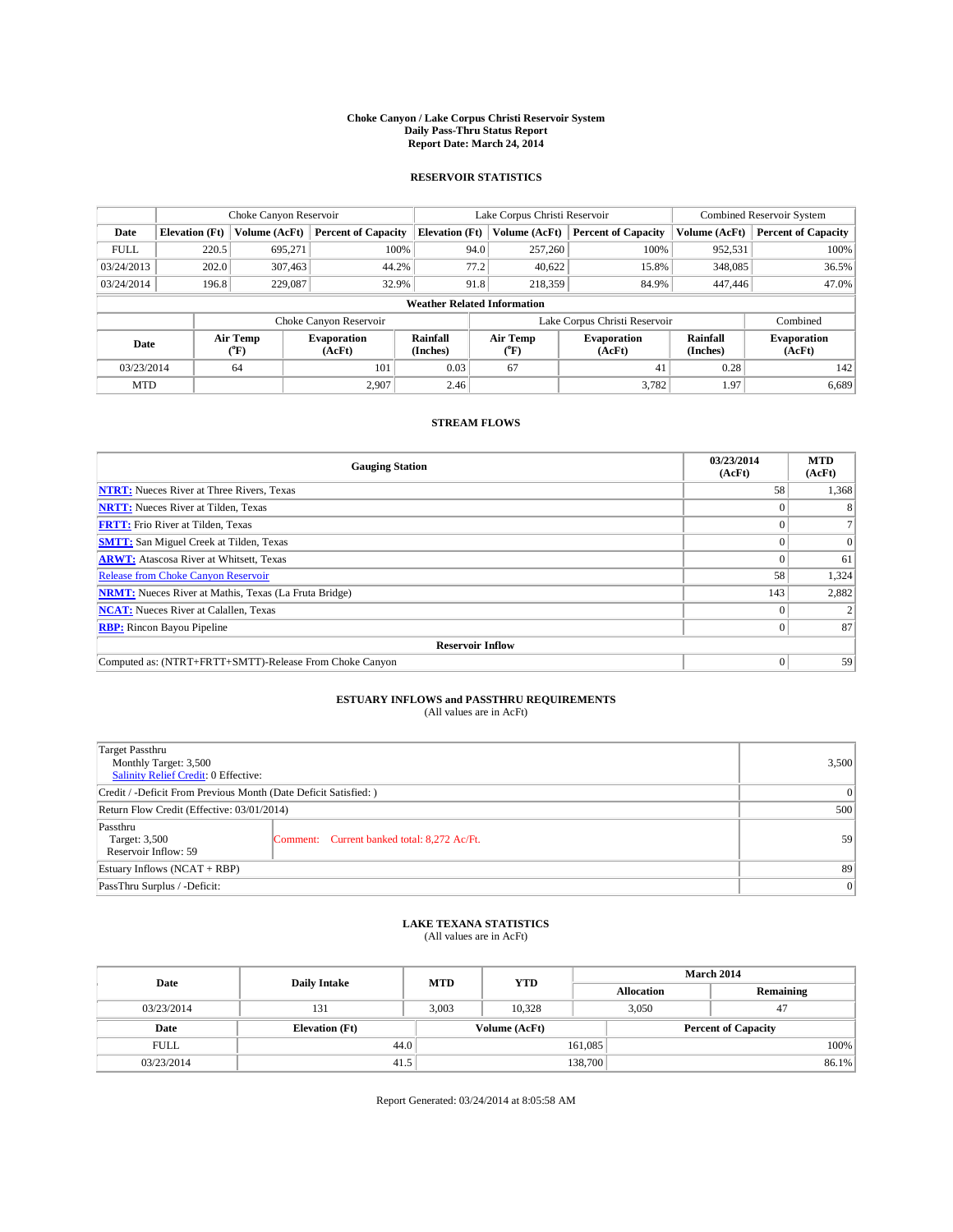**Choke Canyon / Lake Corpus Christi Reservoir System**
**Daily Pass-Thru Status Report**
**Report Date: March 24, 2014**

### RESERVOIR STATISTICS

| | Choke Canyon Reservoir | | | Lake Corpus Christi Reservoir | | | Combined Reservoir System | |
|---|---|---|---|---|---|---|---|---|
| **Date** | **Elevation (Ft)** | **Volume (AcFt)** | **Percent of Capacity** | **Elevation (Ft)** | **Volume (AcFt)** | **Percent of Capacity** | **Volume (AcFt)** | **Percent of Capacity** |
| FULL | 220.5 | 695,271 | 100% | 94.0 | 257,260 | 100% | 952,531 | 100% |
| 03/24/2013 | 202.0 | 307,463 | 44.2% | 77.2 | 40,622 | 15.8% | 348,085 | 36.5% |
| 03/24/2014 | 196.8 | 229,087 | 32.9% | 91.8 | 218,359 | 84.9% | 447,446 | 47.0% |

**Weather Related Information**

| | Choke Canyon Reservoir | | | Lake Corpus Christi Reservoir | | | Combined |
|---|---|---|---|---|---|---|---|
| **Date** | **Air Temp (°F)** | **Evaporation (AcFt)** | **Rainfall (Inches)** | **Air Temp (°F)** | **Evaporation (AcFt)** | **Rainfall (Inches)** | **Evaporation (AcFt)** |
| 03/23/2014 | 64 | 101 | 0.03 | 67 | 41 | 0.28 | 142 |
| MTD | | 2,907 | 2.46 | | 3,782 | 1.97 | 6,689 |

### STREAM FLOWS

| Gauging Station | 03/23/2014 (AcFt) | MTD (AcFt) |
|---|---|---|
| **NTRT:** Nueces River at Three Rivers, Texas | 58 | 1,368 |
| **NRTT:** Nueces River at Tilden, Texas | 0 | 8 |
| **FRTT:** Frio River at Tilden, Texas | 0 | 7 |
| **SMTT:** San Miguel Creek at Tilden, Texas | 0 | 0 |
| **ARWT:** Atascosa River at Whitsett, Texas | 0 | 61 |
| Release from Choke Canyon Reservoir | 58 | 1,324 |
| **NRMT:** Nueces River at Mathis, Texas (La Fruta Bridge) | 143 | 2,882 |
| **NCAT:** Nueces River at Calallen, Texas | 0 | 2 |
| **RBP:** Rincon Bayou Pipeline | 0 | 87 |
| **Reservoir Inflow** | | |
| Computed as: (NTRT+FRTT+SMTT)-Release From Choke Canyon | 0 | 59 |

### ESTUARY INFLOWS and PASSTHRU REQUIREMENTS
(All values are in AcFt)

| | |
|---|---|
| Target Passthru<br>Monthly Target: 3,500<br>Salinity Relief Credit: 0 Effective: | 3,500 |
| Credit / -Deficit From Previous Month (Date Deficit Satisfied: ) | 0 |
| Return Flow Credit (Effective: 03/01/2014) | 500 |
| Passthru<br>Target: 3,500<br>Reservoir Inflow: 59 — Comment: Current banked total: 8,272 Ac/Ft. | 59 |
| Estuary Inflows (NCAT + RBP) | 89 |
| PassThru Surplus / -Deficit: | 0 |

### LAKE TEXANA STATISTICS
(All values are in AcFt)

| Date | Daily Intake | MTD | YTD | March 2014 Allocation | March 2014 Remaining |
|---|---|---|---|---|---|
| 03/23/2014 | 131 | 3,003 | 10,328 | 3,050 | 47 |

| Date | Elevation (Ft) | Volume (AcFt) | Percent of Capacity |
|---|---|---|---|
| FULL | 44.0 | 161,085 | 100% |
| 03/23/2014 | 41.5 | 138,700 | 86.1% |

Report Generated: 03/24/2014 at 8:05:58 AM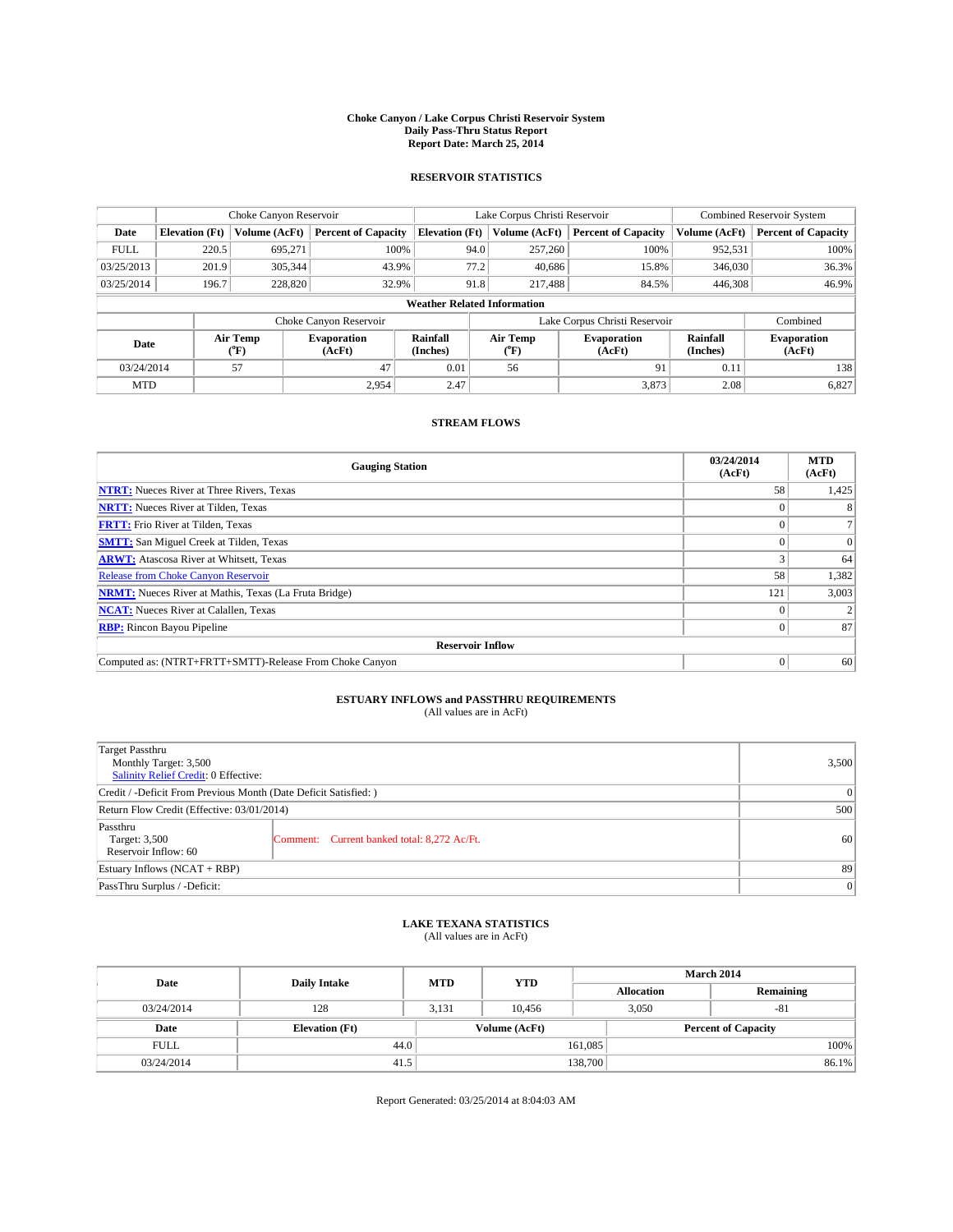**Choke Canyon / Lake Corpus Christi Reservoir System**
**Daily Pass-Thru Status Report**
**Report Date: March 25, 2014**

## RESERVOIR STATISTICS

| | Choke Canyon Reservoir | | | Lake Corpus Christi Reservoir | | | Combined Reservoir System | |
|---|---|---|---|---|---|---|---|---|
| Date | Elevation (Ft) | Volume (AcFt) | Percent of Capacity | Elevation (Ft) | Volume (AcFt) | Percent of Capacity | Volume (AcFt) | Percent of Capacity |
| FULL | 220.5 | 695,271 | 100% | 94.0 | 257,260 | 100% | 952,531 | 100% |
| 03/25/2013 | 201.9 | 305,344 | 43.9% | 77.2 | 40,686 | 15.8% | 346,030 | 36.3% |
| 03/25/2014 | 196.7 | 228,820 | 32.9% | 91.8 | 217,488 | 84.5% | 446,308 | 46.9% |

**Weather Related Information**

| | Choke Canyon Reservoir | | | Lake Corpus Christi Reservoir | | | Combined |
|---|---|---|---|---|---|---|---|
| Date | Air Temp (°F) | Evaporation (AcFt) | Rainfall (Inches) | Air Temp (°F) | Evaporation (AcFt) | Rainfall (Inches) | Evaporation (AcFt) |
| 03/24/2014 | 57 | 47 | 0.01 | 56 | 91 | 0.11 | 138 |
| MTD | | 2,954 | 2.47 | | 3,873 | 2.08 | 6,827 |

## STREAM FLOWS

| Gauging Station | 03/24/2014 (AcFt) | MTD (AcFt) |
|---|---|---|
| **NTRT:** Nueces River at Three Rivers, Texas | 58 | 1,425 |
| **NRTT:** Nueces River at Tilden, Texas | 0 | 8 |
| **FRTT:** Frio River at Tilden, Texas | 0 | 7 |
| **SMTT:** San Miguel Creek at Tilden, Texas | 0 | 0 |
| **ARWT:** Atascosa River at Whitsett, Texas | 3 | 64 |
| Release from Choke Canyon Reservoir | 58 | 1,382 |
| **NRMT:** Nueces River at Mathis, Texas (La Fruta Bridge) | 121 | 3,003 |
| **NCAT:** Nueces River at Calallen, Texas | 0 | 2 |
| **RBP:** Rincon Bayou Pipeline | 0 | 87 |
| **Reservoir Inflow** | | |
| Computed as: (NTRT+FRTT+SMTT)-Release From Choke Canyon | 0 | 60 |

## ESTUARY INFLOWS and PASSTHRU REQUIREMENTS
(All values are in AcFt)

| | | |
|---|---|---|
| Target Passthru<br>Monthly Target: 3,500<br>Salinity Relief Credit: 0 Effective: | | 3,500 |
| Credit / -Deficit From Previous Month (Date Deficit Satisfied: ) | | 0 |
| Return Flow Credit (Effective: 03/01/2014) | | 500 |
| Passthru<br>Target: 3,500<br>Reservoir Inflow: 60 | Comment: Current banked total: 8,272 Ac/Ft. | 60 |
| Estuary Inflows (NCAT + RBP) | | 89 |
| PassThru Surplus / -Deficit: | | 0 |

## LAKE TEXANA STATISTICS
(All values are in AcFt)

| Date | Daily Intake | MTD | YTD | March 2014 Allocation | March 2014 Remaining |
|---|---|---|---|---|---|
| 03/24/2014 | 128 | 3,131 | 10,456 | 3,050 | -81 |

| Date | Elevation (Ft) | Volume (AcFt) | Percent of Capacity |
|---|---|---|---|
| FULL | 44.0 | 161,085 | 100% |
| 03/24/2014 | 41.5 | 138,700 | 86.1% |

Report Generated: 03/25/2014 at 8:04:03 AM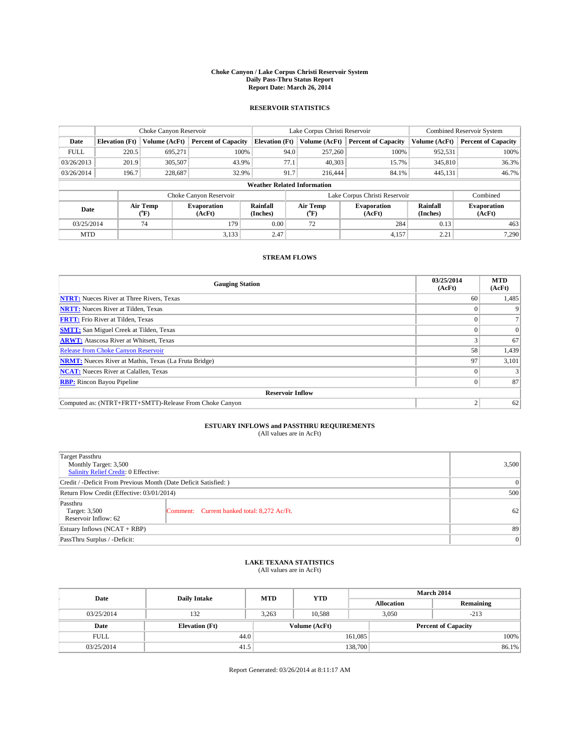# Choke Canyon / Lake Corpus Christi Reservoir System
## Daily Pass-Thru Status Report
## Report Date: March 26, 2014

### RESERVOIR STATISTICS

| | Choke Canyon Reservoir | | | Lake Corpus Christi Reservoir | | | Combined Reservoir System | |
|---|---|---|---|---|---|---|---|---|
| Date | Elevation (Ft) | Volume (AcFt) | Percent of Capacity | Elevation (Ft) | Volume (AcFt) | Percent of Capacity | Volume (AcFt) | Percent of Capacity |
| FULL | 220.5 | 695,271 | 100% | 94.0 | 257,260 | 100% | 952,531 | 100% |
| 03/26/2013 | 201.9 | 305,507 | 43.9% | 77.1 | 40,303 | 15.7% | 345,810 | 36.3% |
| 03/26/2014 | 196.7 | 228,687 | 32.9% | 91.7 | 216,444 | 84.1% | 445,131 | 46.7% |

**Weather Related Information**

| | Choke Canyon Reservoir | | | Lake Corpus Christi Reservoir | | | Combined |
|---|---|---|---|---|---|---|---|
| Date | Air Temp (°F) | Evaporation (AcFt) | Rainfall (Inches) | Air Temp (°F) | Evaporation (AcFt) | Rainfall (Inches) | Evaporation (AcFt) |
| 03/25/2014 | 74 | 179 | 0.00 | 72 | 284 | 0.13 | 463 |
| MTD | | 3,133 | 2.47 | | 4,157 | 2.21 | 7,290 |

### STREAM FLOWS

| Gauging Station | 03/25/2014 (AcFt) | MTD (AcFt) |
|---|---|---|
| **NTRT:** Nueces River at Three Rivers, Texas | 60 | 1,485 |
| **NRTT:** Nueces River at Tilden, Texas | 0 | 9 |
| **FRTT:** Frio River at Tilden, Texas | 0 | 7 |
| **SMTT:** San Miguel Creek at Tilden, Texas | 0 | 0 |
| **ARWT:** Atascosa River at Whitsett, Texas | 3 | 67 |
| Release from Choke Canyon Reservoir | 58 | 1,439 |
| **NRMT:** Nueces River at Mathis, Texas (La Fruta Bridge) | 97 | 3,101 |
| **NCAT:** Nueces River at Calallen, Texas | 0 | 3 |
| **RBP:** Rincon Bayou Pipeline | 0 | 87 |
| **Reservoir Inflow** | | |
| Computed as: (NTRT+FRTT+SMTT)-Release From Choke Canyon | 2 | 62 |

### ESTUARY INFLOWS and PASSTHRU REQUIREMENTS
(All values are in AcFt)

| | | |
|---|---|---|
| Target Passthru<br>Monthly Target: 3,500<br>Salinity Relief Credit: 0 Effective: | | 3,500 |
| Credit / -Deficit From Previous Month (Date Deficit Satisfied: ) | | 0 |
| Return Flow Credit (Effective: 03/01/2014) | | 500 |
| Passthru<br>Target: 3,500<br>Reservoir Inflow: 62 | Comment: Current banked total: 8,272 Ac/Ft. | 62 |
| Estuary Inflows (NCAT + RBP) | | 89 |
| PassThru Surplus / -Deficit: | | 0 |

### LAKE TEXANA STATISTICS
(All values are in AcFt)

| Date | Daily Intake | MTD | YTD | March 2014 Allocation | March 2014 Remaining |
|---|---|---|---|---|---|
| 03/25/2014 | 132 | 3,263 | 10,588 | 3,050 | -213 |

| Date | Elevation (Ft) | Volume (AcFt) | Percent of Capacity |
|---|---|---|---|
| FULL | 44.0 | 161,085 | 100% |
| 03/25/2014 | 41.5 | 138,700 | 86.1% |

Report Generated: 03/26/2014 at 8:11:17 AM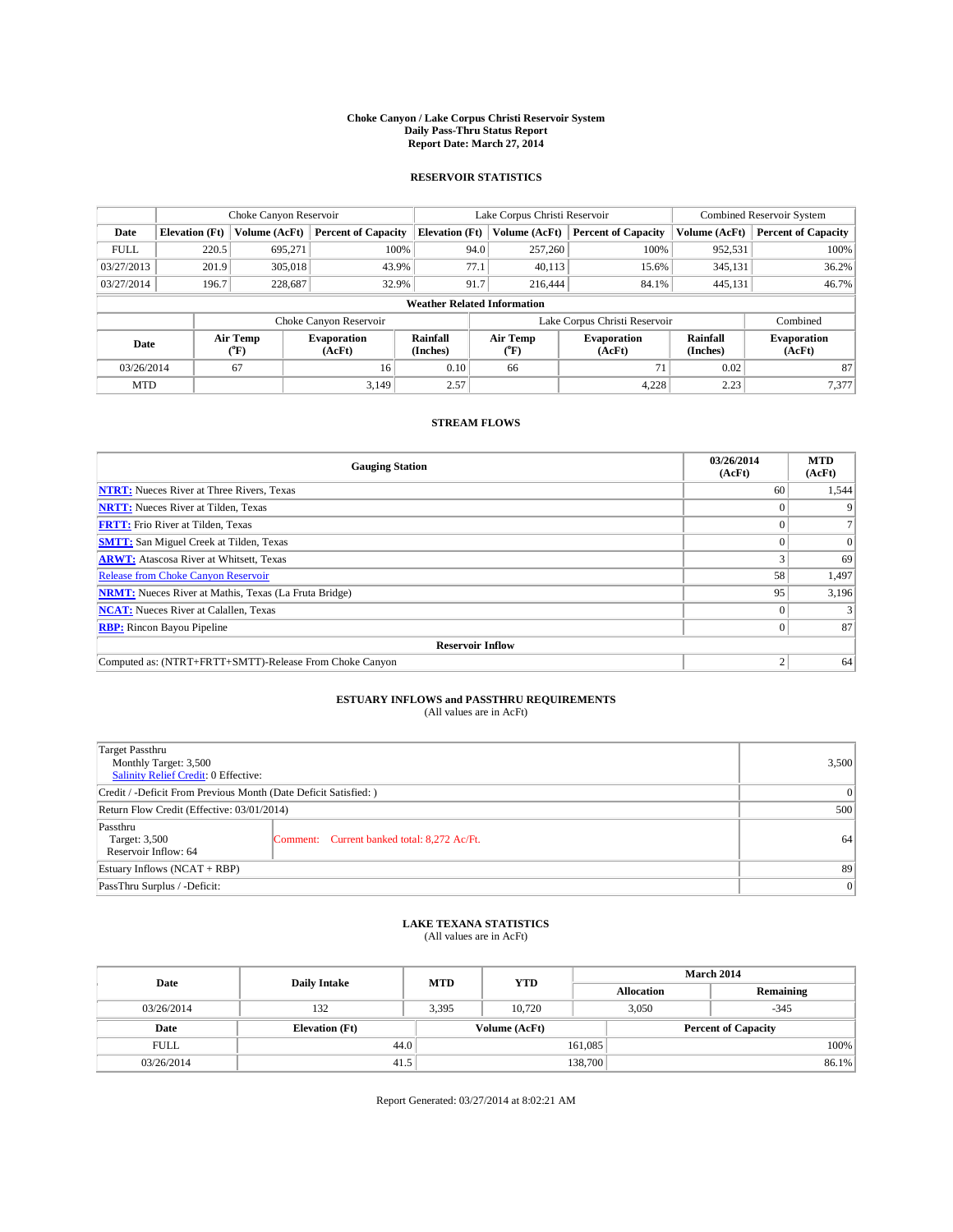**Choke Canyon / Lake Corpus Christi Reservoir System**
**Daily Pass-Thru Status Report**
**Report Date: March 27, 2014**

## RESERVOIR STATISTICS

| | Choke Canyon Reservoir | | | Lake Corpus Christi Reservoir | | | Combined Reservoir System | |
|---|---|---|---|---|---|---|---|---|
| Date | Elevation (Ft) | Volume (AcFt) | Percent of Capacity | Elevation (Ft) | Volume (AcFt) | Percent of Capacity | Volume (AcFt) | Percent of Capacity |
| FULL | 220.5 | 695,271 | 100% | 94.0 | 257,260 | 100% | 952,531 | 100% |
| 03/27/2013 | 201.9 | 305,018 | 43.9% | 77.1 | 40,113 | 15.6% | 345,131 | 36.2% |
| 03/27/2014 | 196.7 | 228,687 | 32.9% | 91.7 | 216,444 | 84.1% | 445,131 | 46.7% |

**Weather Related Information**

| | Choke Canyon Reservoir | | | Lake Corpus Christi Reservoir | | | Combined |
|---|---|---|---|---|---|---|---|
| Date | Air Temp (°F) | Evaporation (AcFt) | Rainfall (Inches) | Air Temp (°F) | Evaporation (AcFt) | Rainfall (Inches) | Evaporation (AcFt) |
| 03/26/2014 | 67 | 16 | 0.10 | 66 | 71 | 0.02 | 87 |
| MTD | | 3,149 | 2.57 | | 4,228 | 2.23 | 7,377 |

## STREAM FLOWS

| Gauging Station | 03/26/2014 (AcFt) | MTD (AcFt) |
|---|---|---|
| **NTRT:** Nueces River at Three Rivers, Texas | 60 | 1,544 |
| **NRTT:** Nueces River at Tilden, Texas | 0 | 9 |
| **FRTT:** Frio River at Tilden, Texas | 0 | 7 |
| **SMTT:** San Miguel Creek at Tilden, Texas | 0 | 0 |
| **ARWT:** Atascosa River at Whitsett, Texas | 3 | 69 |
| Release from Choke Canyon Reservoir | 58 | 1,497 |
| **NRMT:** Nueces River at Mathis, Texas (La Fruta Bridge) | 95 | 3,196 |
| **NCAT:** Nueces River at Calallen, Texas | 0 | 3 |
| **RBP:** Rincon Bayou Pipeline | 0 | 87 |
| **Reservoir Inflow** | | |
| Computed as: (NTRT+FRTT+SMTT)-Release From Choke Canyon | 2 | 64 |

## ESTUARY INFLOWS and PASSTHRU REQUIREMENTS
(All values are in AcFt)

| | |
|---|---|
| Target Passthru<br>Monthly Target: 3,500<br>Salinity Relief Credit: 0 Effective: | 3,500 |
| Credit / -Deficit From Previous Month (Date Deficit Satisfied: ) | 0 |
| Return Flow Credit (Effective: 03/01/2014) | 500 |
| Passthru<br>Target: 3,500<br>Reservoir Inflow: 64<br>Comment: Current banked total: 8,272 Ac/Ft. | 64 |
| Estuary Inflows (NCAT + RBP) | 89 |
| PassThru Surplus / -Deficit: | 0 |

## LAKE TEXANA STATISTICS
(All values are in AcFt)

| Date | Daily Intake | MTD | YTD | March 2014 Allocation | March 2014 Remaining |
|---|---|---|---|---|---|
| 03/26/2014 | 132 | 3,395 | 10,720 | 3,050 | -345 |

| Date | Elevation (Ft) | Volume (AcFt) | Percent of Capacity |
|---|---|---|---|
| FULL | 44.0 | 161,085 | 100% |
| 03/26/2014 | 41.5 | 138,700 | 86.1% |

Report Generated: 03/27/2014 at 8:02:21 AM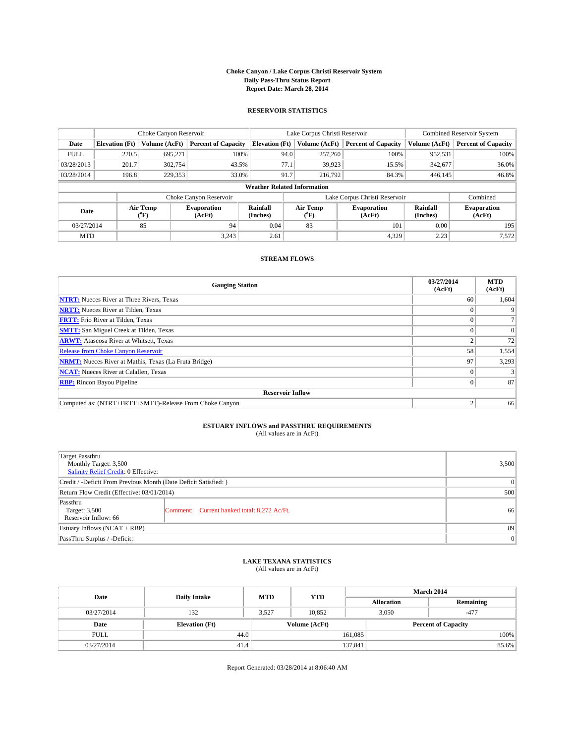# Choke Canyon / Lake Corpus Christi Reservoir System
## Daily Pass-Thru Status Report
### Report Date: March 28, 2014

## RESERVOIR STATISTICS

| | Choke Canyon Reservoir | | | Lake Corpus Christi Reservoir | | | Combined Reservoir System | |
|---|---|---|---|---|---|---|---|---|
| Date | Elevation (Ft) | Volume (AcFt) | Percent of Capacity | Elevation (Ft) | Volume (AcFt) | Percent of Capacity | Volume (AcFt) | Percent of Capacity |
| FULL | 220.5 | 695,271 | 100% | 94.0 | 257,260 | 100% | 952,531 | 100% |
| 03/28/2013 | 201.7 | 302,754 | 43.5% | 77.1 | 39,923 | 15.5% | 342,677 | 36.0% |
| 03/28/2014 | 196.8 | 229,353 | 33.0% | 91.7 | 216,792 | 84.3% | 446,145 | 46.8% |

**Weather Related Information**

| | Choke Canyon Reservoir | | | Lake Corpus Christi Reservoir | | | Combined |
|---|---|---|---|---|---|---|---|
| Date | Air Temp (°F) | Evaporation (AcFt) | Rainfall (Inches) | Air Temp (°F) | Evaporation (AcFt) | Rainfall (Inches) | Evaporation (AcFt) |
| 03/27/2014 | 85 | 94 | 0.04 | 83 | 101 | 0.00 | 195 |
| MTD | | 3,243 | 2.61 | | 4,329 | 2.23 | 7,572 |

## STREAM FLOWS

| Gauging Station | 03/27/2014 (AcFt) | MTD (AcFt) |
|---|---|---|
| NTRT: Nueces River at Three Rivers, Texas | 60 | 1,604 |
| NRTT: Nueces River at Tilden, Texas | 0 | 9 |
| FRTT: Frio River at Tilden, Texas | 0 | 7 |
| SMTT: San Miguel Creek at Tilden, Texas | 0 | 0 |
| ARWT: Atascosa River at Whitsett, Texas | 2 | 72 |
| Release from Choke Canyon Reservoir | 58 | 1,554 |
| NRMT: Nueces River at Mathis, Texas (La Fruta Bridge) | 97 | 3,293 |
| NCAT: Nueces River at Calallen, Texas | 0 | 3 |
| RBP: Rincon Bayou Pipeline | 0 | 87 |
| **Reservoir Inflow** | | |
| Computed as: (NTRT+FRTT+SMTT)-Release From Choke Canyon | 2 | 66 |

## ESTUARY INFLOWS and PASSTHRU REQUIREMENTS
(All values are in AcFt)

| | |
|---|---|
| Target Passthru<br>Monthly Target: 3,500<br>Salinity Relief Credit: 0 Effective: | 3,500 |
| Credit / -Deficit From Previous Month (Date Deficit Satisfied: ) | 0 |
| Return Flow Credit (Effective: 03/01/2014) | 500 |
| Passthru<br>Target: 3,500<br>Reservoir Inflow: 66 — Comment: Current banked total: 8,272 Ac/Ft. | 66 |
| Estuary Inflows (NCAT + RBP) | 89 |
| PassThru Surplus / -Deficit: | 0 |

## LAKE TEXANA STATISTICS
(All values are in AcFt)

| Date | Daily Intake | MTD | YTD | March 2014 Allocation | March 2014 Remaining |
|---|---|---|---|---|---|
| 03/27/2014 | 132 | 3,527 | 10,852 | 3,050 | -477 |

| Date | Elevation (Ft) | Volume (AcFt) | Percent of Capacity |
|---|---|---|---|
| FULL | 44.0 | 161,085 | 100% |
| 03/27/2014 | 41.4 | 137,841 | 85.6% |

Report Generated: 03/28/2014 at 8:06:40 AM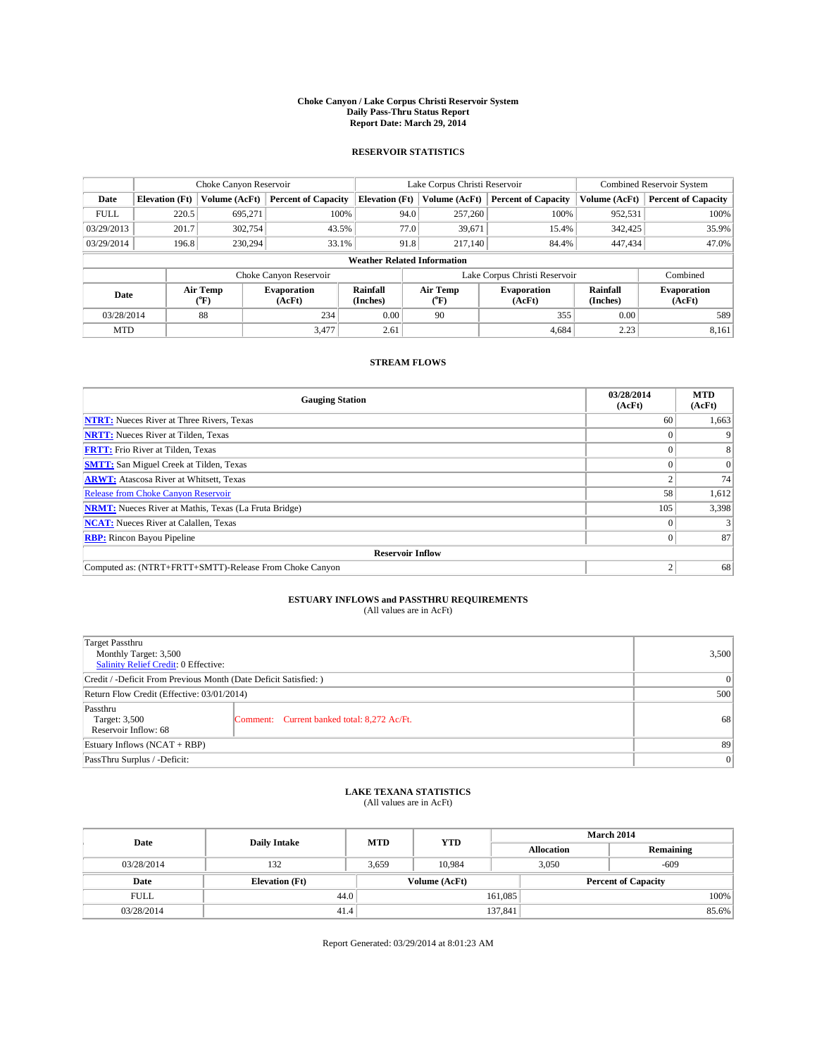**Choke Canyon / Lake Corpus Christi Reservoir System**
**Daily Pass-Thru Status Report**
**Report Date: March 29, 2014**

## RESERVOIR STATISTICS

| | Choke Canyon Reservoir | | | Lake Corpus Christi Reservoir | | | Combined Reservoir System | |
|---|---|---|---|---|---|---|---|---|
| Date | Elevation (Ft) | Volume (AcFt) | Percent of Capacity | Elevation (Ft) | Volume (AcFt) | Percent of Capacity | Volume (AcFt) | Percent of Capacity |
| FULL | 220.5 | 695,271 | 100% | 94.0 | 257,260 | 100% | 952,531 | 100% |
| 03/29/2013 | 201.7 | 302,754 | 43.5% | 77.0 | 39,671 | 15.4% | 342,425 | 35.9% |
| 03/29/2014 | 196.8 | 230,294 | 33.1% | 91.8 | 217,140 | 84.4% | 447,434 | 47.0% |

**Weather Related Information**

| | Choke Canyon Reservoir | | | Lake Corpus Christi Reservoir | | | Combined |
|---|---|---|---|---|---|---|---|
| Date | Air Temp (°F) | Evaporation (AcFt) | Rainfall (Inches) | Air Temp (°F) | Evaporation (AcFt) | Rainfall (Inches) | Evaporation (AcFt) |
| 03/28/2014 | 88 | 234 | 0.00 | 90 | 355 | 0.00 | 589 |
| MTD | | 3,477 | 2.61 | | 4,684 | 2.23 | 8,161 |

## STREAM FLOWS

| Gauging Station | 03/28/2014 (AcFt) | MTD (AcFt) |
|---|---|---|
| **NTRT:** Nueces River at Three Rivers, Texas | 60 | 1,663 |
| **NRTT:** Nueces River at Tilden, Texas | 0 | 9 |
| **FRTT:** Frio River at Tilden, Texas | 0 | 8 |
| **SMTT:** San Miguel Creek at Tilden, Texas | 0 | 0 |
| **ARWT:** Atascosa River at Whitsett, Texas | 2 | 74 |
| Release from Choke Canyon Reservoir | 58 | 1,612 |
| **NRMT:** Nueces River at Mathis, Texas (La Fruta Bridge) | 105 | 3,398 |
| **NCAT:** Nueces River at Calallen, Texas | 0 | 3 |
| **RBP:** Rincon Bayou Pipeline | 0 | 87 |
| **Reservoir Inflow** | | |
| Computed as: (NTRT+FRTT+SMTT)-Release From Choke Canyon | 2 | 68 |

## ESTUARY INFLOWS and PASSTHRU REQUIREMENTS

(All values are in AcFt)

| | | |
|---|---|---|
| Target Passthru<br>Monthly Target: 3,500<br>Salinity Relief Credit: 0 Effective: | | 3,500 |
| Credit / -Deficit From Previous Month (Date Deficit Satisfied: ) | | 0 |
| Return Flow Credit (Effective: 03/01/2014) | | 500 |
| Passthru<br>Target: 3,500<br>Reservoir Inflow: 68 | Comment: Current banked total: 8,272 Ac/Ft. | 68 |
| Estuary Inflows (NCAT + RBP) | | 89 |
| PassThru Surplus / -Deficit: | | 0 |

## LAKE TEXANA STATISTICS

(All values are in AcFt)

| Date | Daily Intake | MTD | YTD | March 2014 Allocation | March 2014 Remaining |
|---|---|---|---|---|---|
| 03/28/2014 | 132 | 3,659 | 10,984 | 3,050 | -609 |

| Date | Elevation (Ft) | Volume (AcFt) | Percent of Capacity |
|---|---|---|---|
| FULL | 44.0 | 161,085 | 100% |
| 03/28/2014 | 41.4 | 137,841 | 85.6% |

Report Generated: 03/29/2014 at 8:01:23 AM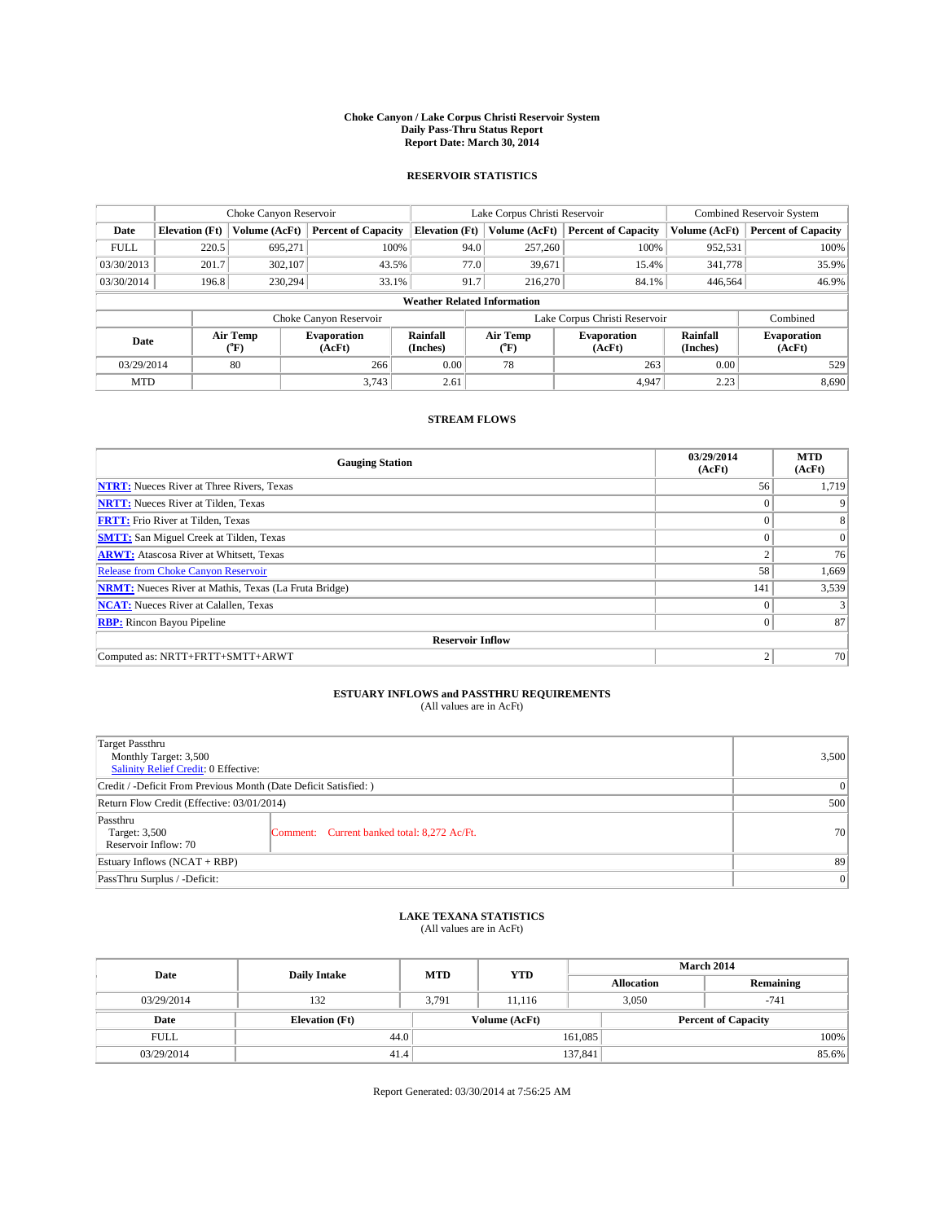**Choke Canyon / Lake Corpus Christi Reservoir System**
**Daily Pass-Thru Status Report**
**Report Date: March 30, 2014**

## RESERVOIR STATISTICS

| | Choke Canyon Reservoir | | | Lake Corpus Christi Reservoir | | | Combined Reservoir System | |
|---|---|---|---|---|---|---|---|---|
| **Date** | **Elevation (Ft)** | **Volume (AcFt)** | **Percent of Capacity** | **Elevation (Ft)** | **Volume (AcFt)** | **Percent of Capacity** | **Volume (AcFt)** | **Percent of Capacity** |
| FULL | 220.5 | 695,271 | 100% | 94.0 | 257,260 | 100% | 952,531 | 100% |
| 03/30/2013 | 201.7 | 302,107 | 43.5% | 77.0 | 39,671 | 15.4% | 341,778 | 35.9% |
| 03/30/2014 | 196.8 | 230,294 | 33.1% | 91.7 | 216,270 | 84.1% | 446,564 | 46.9% |

**Weather Related Information**

| | Choke Canyon Reservoir | | | Lake Corpus Christi Reservoir | | | Combined |
|---|---|---|---|---|---|---|---|
| **Date** | **Air Temp (°F)** | **Evaporation (AcFt)** | **Rainfall (Inches)** | **Air Temp (°F)** | **Evaporation (AcFt)** | **Rainfall (Inches)** | **Evaporation (AcFt)** |
| 03/29/2014 | 80 | 266 | 0.00 | 78 | 263 | 0.00 | 529 |
| MTD | | 3,743 | 2.61 | | 4,947 | 2.23 | 8,690 |

## STREAM FLOWS

| Gauging Station | 03/29/2014 (AcFt) | MTD (AcFt) |
|---|---|---|
| **NTRT:** Nueces River at Three Rivers, Texas | 56 | 1,719 |
| **NRTT:** Nueces River at Tilden, Texas | 0 | 9 |
| **FRTT:** Frio River at Tilden, Texas | 0 | 8 |
| **SMTT:** San Miguel Creek at Tilden, Texas | 0 | 0 |
| **ARWT:** Atascosa River at Whitsett, Texas | 2 | 76 |
| Release from Choke Canyon Reservoir | 58 | 1,669 |
| **NRMT:** Nueces River at Mathis, Texas (La Fruta Bridge) | 141 | 3,539 |
| **NCAT:** Nueces River at Calallen, Texas | 0 | 3 |
| **RBP:** Rincon Bayou Pipeline | 0 | 87 |
| **Reservoir Inflow** | | |
| Computed as: NRTT+FRTT+SMTT+ARWT | 2 | 70 |

## ESTUARY INFLOWS and PASSTHRU REQUIREMENTS
(All values are in AcFt)

| | | |
|---|---|---|
| Target Passthru<br>Monthly Target: 3,500<br>Salinity Relief Credit: 0 Effective: | | 3,500 |
| Credit / -Deficit From Previous Month (Date Deficit Satisfied: ) | | 0 |
| Return Flow Credit (Effective: 03/01/2014) | | 500 |
| Passthru<br>Target: 3,500<br>Reservoir Inflow: 70 | Comment: Current banked total: 8,272 Ac/Ft. | 70 |
| Estuary Inflows (NCAT + RBP) | | 89 |
| PassThru Surplus / -Deficit: | | 0 |

## LAKE TEXANA STATISTICS
(All values are in AcFt)

| Date | Daily Intake | MTD | YTD | March 2014 Allocation | March 2014 Remaining |
|---|---|---|---|---|---|
| 03/29/2014 | 132 | 3,791 | 11,116 | 3,050 | -741 |

| Date | Elevation (Ft) | Volume (AcFt) | Percent of Capacity |
|---|---|---|---|
| FULL | 44.0 | 161,085 | 100% |
| 03/29/2014 | 41.4 | 137,841 | 85.6% |

Report Generated: 03/30/2014 at 7:56:25 AM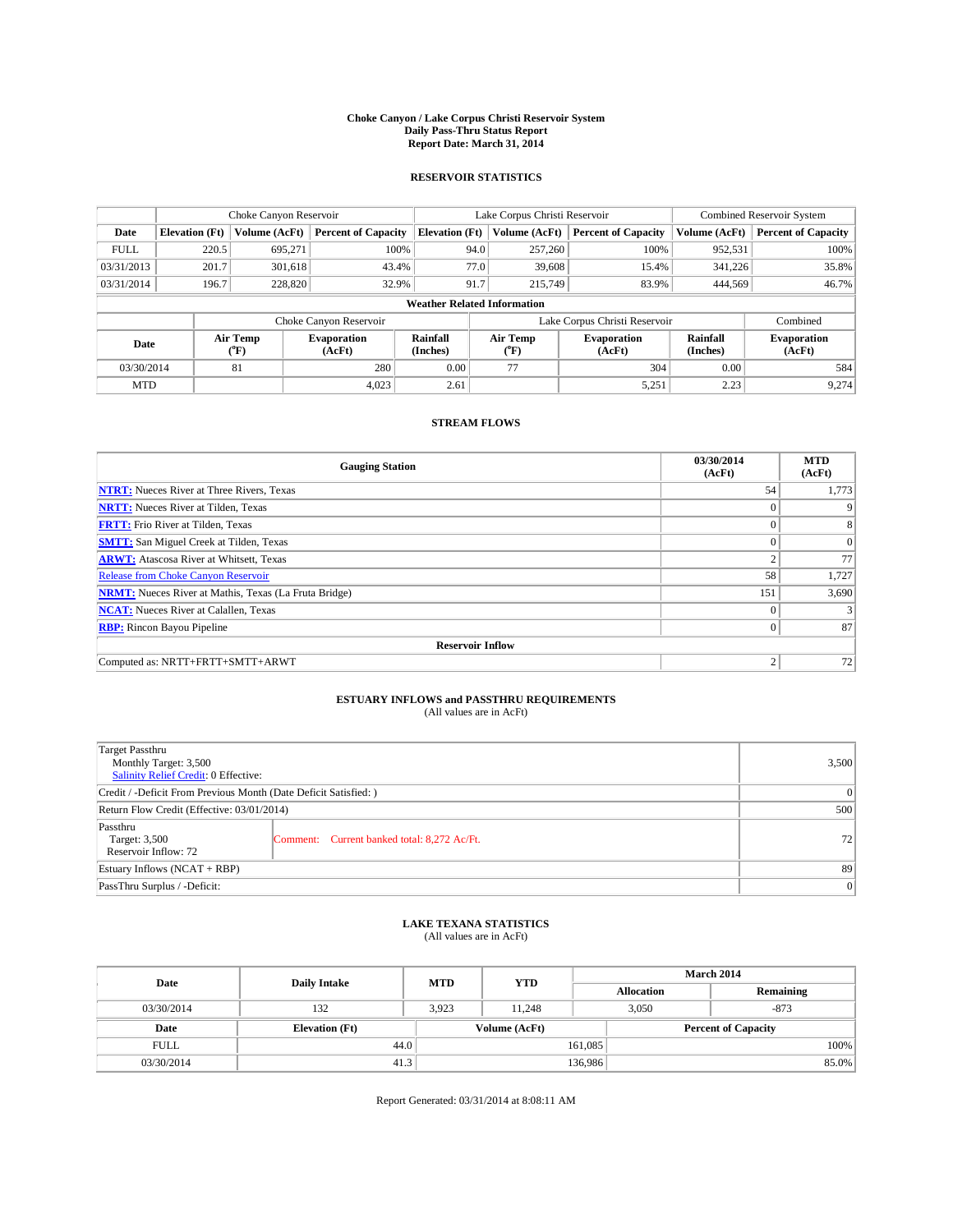**Choke Canyon / Lake Corpus Christi Reservoir System**
**Daily Pass-Thru Status Report**
**Report Date: March 31, 2014**

### RESERVOIR STATISTICS

| | Choke Canyon Reservoir | | | Lake Corpus Christi Reservoir | | | Combined Reservoir System | |
|---|---|---|---|---|---|---|---|---|
| Date | Elevation (Ft) | Volume (AcFt) | Percent of Capacity | Elevation (Ft) | Volume (AcFt) | Percent of Capacity | Volume (AcFt) | Percent of Capacity |
| FULL | 220.5 | 695,271 | 100% | 94.0 | 257,260 | 100% | 952,531 | 100% |
| 03/31/2013 | 201.7 | 301,618 | 43.4% | 77.0 | 39,608 | 15.4% | 341,226 | 35.8% |
| 03/31/2014 | 196.7 | 228,820 | 32.9% | 91.7 | 215,749 | 83.9% | 444,569 | 46.7% |

**Weather Related Information**

| | Choke Canyon Reservoir | | | Lake Corpus Christi Reservoir | | | Combined |
|---|---|---|---|---|---|---|---|
| Date | Air Temp (°F) | Evaporation (AcFt) | Rainfall (Inches) | Air Temp (°F) | Evaporation (AcFt) | Rainfall (Inches) | Evaporation (AcFt) |
| 03/30/2014 | 81 | 280 | 0.00 | 77 | 304 | 0.00 | 584 |
| MTD | | 4,023 | 2.61 | | 5,251 | 2.23 | 9,274 |

### STREAM FLOWS

| Gauging Station | 03/30/2014 (AcFt) | MTD (AcFt) |
|---|---|---|
| **NTRT:** Nueces River at Three Rivers, Texas | 54 | 1,773 |
| **NRTT:** Nueces River at Tilden, Texas | 0 | 9 |
| **FRTT:** Frio River at Tilden, Texas | 0 | 8 |
| **SMTT:** San Miguel Creek at Tilden, Texas | 0 | 0 |
| **ARWT:** Atascosa River at Whitsett, Texas | 2 | 77 |
| Release from Choke Canyon Reservoir | 58 | 1,727 |
| **NRMT:** Nueces River at Mathis, Texas (La Fruta Bridge) | 151 | 3,690 |
| **NCAT:** Nueces River at Calallen, Texas | 0 | 3 |
| **RBP:** Rincon Bayou Pipeline | 0 | 87 |
| **Reservoir Inflow** | | |
| Computed as: NRTT+FRTT+SMTT+ARWT | 2 | 72 |

### ESTUARY INFLOWS and PASSTHRU REQUIREMENTS

(All values are in AcFt)

| | | |
|---|---|---|
| Target Passthru<br>Monthly Target: 3,500<br>Salinity Relief Credit: 0 Effective: | | 3,500 |
| Credit / -Deficit From Previous Month (Date Deficit Satisfied: ) | | 0 |
| Return Flow Credit (Effective: 03/01/2014) | | 500 |
| Passthru<br>Target: 3,500<br>Reservoir Inflow: 72 | Comment: Current banked total: 8,272 Ac/Ft. | 72 |
| Estuary Inflows (NCAT + RBP) | | 89 |
| PassThru Surplus / -Deficit: | | 0 |

### LAKE TEXANA STATISTICS

(All values are in AcFt)

| Date | Daily Intake | MTD | YTD | March 2014 Allocation | March 2014 Remaining |
|---|---|---|---|---|---|
| 03/30/2014 | 132 | 3,923 | 11,248 | 3,050 | -873 |

| Date | Elevation (Ft) | Volume (AcFt) | Percent of Capacity |
|---|---|---|---|
| FULL | 44.0 | 161,085 | 100% |
| 03/30/2014 | 41.3 | 136,986 | 85.0% |

Report Generated: 03/31/2014 at 8:08:11 AM